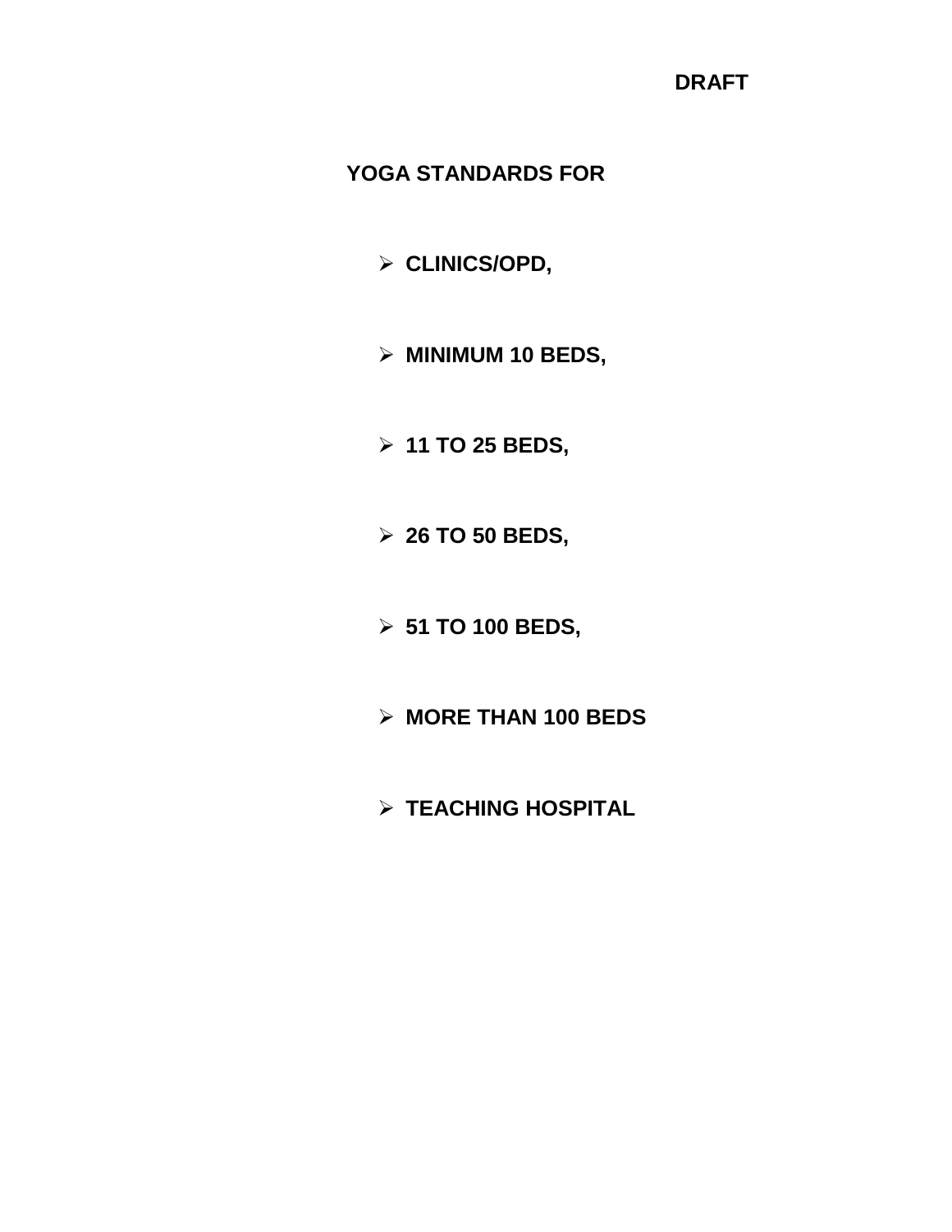**DRAFT**

# YOGA STANDARDS FOR

- **CLINICS/OPD,**
- **MINIMUM 10 BEDS,**
- **11 TO 25 BEDS,**
- **26 TO 50 BEDS,**
- **51 TO 100 BEDS,**
- **MORE THAN 100 BEDS**
- **TEACHING HOSPITAL**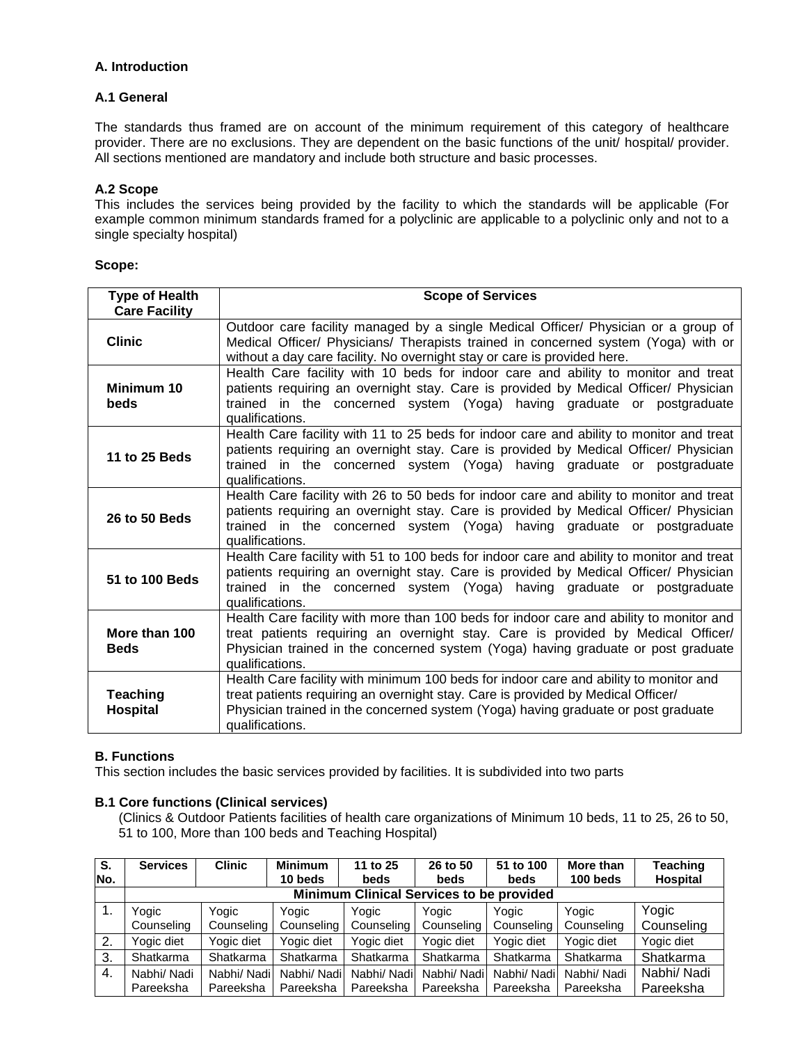### A. Introduction

### A.1 General

The standards thus framed are on account of the minimum requirement of this category of healthcare provider. There are no exclusions. They are dependent on the basic functions of the unit/ hospital/ provider. All sections mentioned are mandatory and include both structure and basic processes.

### A.2 Scope

This includes the services being provided by the facility to which the standards will be applicable (For example common minimum standards framed for a polyclinic are applicable to a polyclinic only and not to a single specialty hospital)

**Scope:**

| Type of Health Care Facility | Scope of Services |
|---|---|
| **Clinic** | Outdoor care facility managed by a single Medical Officer/ Physician or a group of Medical Officer/ Physicians/ Therapists trained in concerned system (Yoga) with or without a day care facility. No overnight stay or care is provided here. |
| **Minimum 10 beds** | Health Care facility with 10 beds for indoor care and ability to monitor and treat patients requiring an overnight stay. Care is provided by Medical Officer/ Physician trained in the concerned system (Yoga) having graduate or postgraduate qualifications. |
| **11 to 25 Beds** | Health Care facility with 11 to 25 beds for indoor care and ability to monitor and treat patients requiring an overnight stay. Care is provided by Medical Officer/ Physician trained in the concerned system (Yoga) having graduate or postgraduate qualifications. |
| **26 to 50 Beds** | Health Care facility with 26 to 50 beds for indoor care and ability to monitor and treat patients requiring an overnight stay. Care is provided by Medical Officer/ Physician trained in the concerned system (Yoga) having graduate or postgraduate qualifications. |
| **51 to 100 Beds** | Health Care facility with 51 to 100 beds for indoor care and ability to monitor and treat patients requiring an overnight stay. Care is provided by Medical Officer/ Physician trained in the concerned system (Yoga) having graduate or postgraduate qualifications. |
| **More than 100 Beds** | Health Care facility with more than 100 beds for indoor care and ability to monitor and treat patients requiring an overnight stay. Care is provided by Medical Officer/ Physician trained in the concerned system (Yoga) having graduate or post graduate qualifications. |
| **Teaching Hospital** | Health Care facility with minimum 100 beds for indoor care and ability to monitor and treat patients requiring an overnight stay. Care is provided by Medical Officer/ Physician trained in the concerned system (Yoga) having graduate or post graduate qualifications. |

### B. Functions

This section includes the basic services provided by facilities. It is subdivided into two parts

### B.1 Core functions (Clinical services)

(Clinics & Outdoor Patients facilities of health care organizations of Minimum 10 beds, 11 to 25, 26 to 50, 51 to 100, More than 100 beds and Teaching Hospital)

| S. No. | Services | Clinic | Minimum 10 beds | 11 to 25 beds | 26 to 50 beds | 51 to 100 beds | More than 100 beds | Teaching Hospital |
|---|---|---|---|---|---|---|---|---|
| | **Minimum Clinical Services to be provided** | | | | | | | |
| 1. | Yogic Counseling | Yogic Counseling | Yogic Counseling | Yogic Counseling | Yogic Counseling | Yogic Counseling | Yogic Counseling | Yogic Counseling |
| 2. | Yogic diet | Yogic diet | Yogic diet | Yogic diet | Yogic diet | Yogic diet | Yogic diet | Yogic diet |
| 3. | Shatkarma | Shatkarma | Shatkarma | Shatkarma | Shatkarma | Shatkarma | Shatkarma | Shatkarma |
| 4. | Nabhi/ Nadi Pareeksha | Nabhi/ Nadi Pareeksha | Nabhi/ Nadi Pareeksha | Nabhi/ Nadi Pareeksha | Nabhi/ Nadi Pareeksha | Nabhi/ Nadi Pareeksha | Nabhi/ Nadi Pareeksha | Nabhi/ Nadi Pareeksha |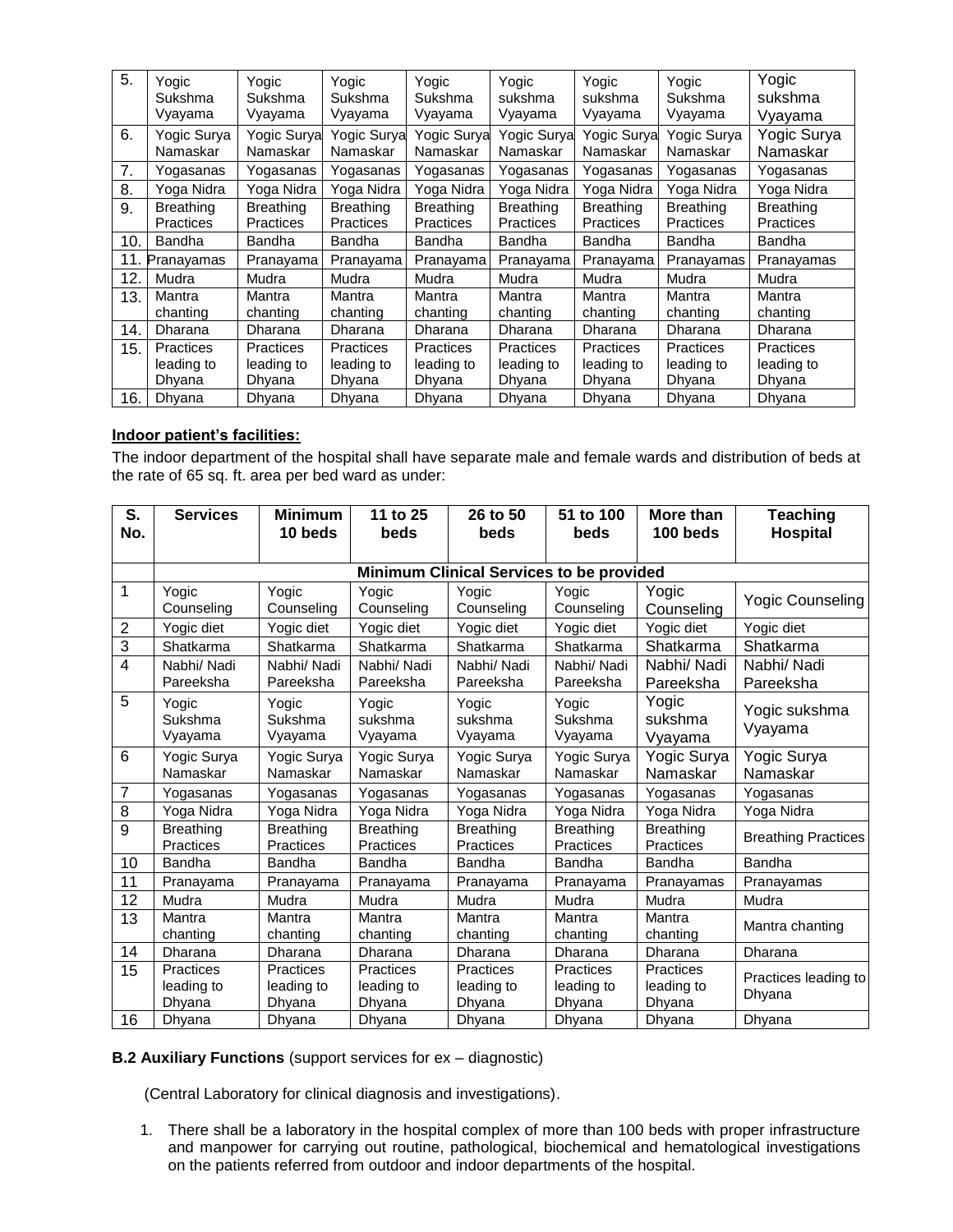| 5. | Yogic Sukshma Vyayama | Yogic Sukshma Vyayama | Yogic Sukshma Vyayama | Yogic Sukshma Vyayama | Yogic sukshma Vyayama | Yogic sukshma Vyayama | Yogic Sukshma Vyayama | Yogic sukshma Vyayama |
|---|---|---|---|---|---|---|---|---|
| 6. | Yogic Surya Namaskar | Yogic Surya Namaskar | Yogic Surya Namaskar | Yogic Surya Namaskar | Yogic Surya Namaskar | Yogic Surya Namaskar | Yogic Surya Namaskar | Yogic Surya Namaskar |
| 7. | Yogasanas | Yogasanas | Yogasanas | Yogasanas | Yogasanas | Yogasanas | Yogasanas | Yogasanas |
| 8. | Yoga Nidra | Yoga Nidra | Yoga Nidra | Yoga Nidra | Yoga Nidra | Yoga Nidra | Yoga Nidra | Yoga Nidra |
| 9. | Breathing Practices | Breathing Practices | Breathing Practices | Breathing Practices | Breathing Practices | Breathing Practices | Breathing Practices | Breathing Practices |
| 10. | Bandha | Bandha | Bandha | Bandha | Bandha | Bandha | Bandha | Bandha |
| 11. | Pranayamas | Pranayama | Pranayama | Pranayama | Pranayama | Pranayama | Pranayamas | Pranayamas |
| 12. | Mudra | Mudra | Mudra | Mudra | Mudra | Mudra | Mudra | Mudra |
| 13. | Mantra chanting | Mantra chanting | Mantra chanting | Mantra chanting | Mantra chanting | Mantra chanting | Mantra chanting | Mantra chanting |
| 14. | Dharana | Dharana | Dharana | Dharana | Dharana | Dharana | Dharana | Dharana |
| 15. | Practices leading to Dhyana | Practices leading to Dhyana | Practices leading to Dhyana | Practices leading to Dhyana | Practices leading to Dhyana | Practices leading to Dhyana | Practices leading to Dhyana | Practices leading to Dhyana |
| 16. | Dhyana | Dhyana | Dhyana | Dhyana | Dhyana | Dhyana | Dhyana | Dhyana |

**Indoor patient's facilities:**

The indoor department of the hospital shall have separate male and female wards and distribution of beds at the rate of 65 sq. ft. area per bed ward as under:

| S. No. | Services | Minimum 10 beds | 11 to 25 beds | 26 to 50 beds | 51 to 100 beds | More than 100 beds | Teaching Hospital |
|---|---|---|---|---|---|---|---|
| | **Minimum Clinical Services to be provided** | | | | | | |
| 1 | Yogic Counseling | Yogic Counseling | Yogic Counseling | Yogic Counseling | Yogic Counseling | Yogic Counseling | Yogic Counseling |
| 2 | Yogic diet | Yogic diet | Yogic diet | Yogic diet | Yogic diet | Yogic diet | Yogic diet |
| 3 | Shatkarma | Shatkarma | Shatkarma | Shatkarma | Shatkarma | Shatkarma | Shatkarma |
| 4 | Nabhi/ Nadi Pareeksha | Nabhi/ Nadi Pareeksha | Nabhi/ Nadi Pareeksha | Nabhi/ Nadi Pareeksha | Nabhi/ Nadi Pareeksha | Nabhi/ Nadi Pareeksha | Nabhi/ Nadi Pareeksha |
| 5 | Yogic Sukshma Vyayama | Yogic Sukshma Vyayama | Yogic sukshma Vyayama | Yogic sukshma Vyayama | Yogic Sukshma Vyayama | Yogic sukshma Vyayama | Yogic sukshma Vyayama |
| 6 | Yogic Surya Namaskar | Yogic Surya Namaskar | Yogic Surya Namaskar | Yogic Surya Namaskar | Yogic Surya Namaskar | Yogic Surya Namaskar | Yogic Surya Namaskar |
| 7 | Yogasanas | Yogasanas | Yogasanas | Yogasanas | Yogasanas | Yogasanas | Yogasanas |
| 8 | Yoga Nidra | Yoga Nidra | Yoga Nidra | Yoga Nidra | Yoga Nidra | Yoga Nidra | Yoga Nidra |
| 9 | Breathing Practices | Breathing Practices | Breathing Practices | Breathing Practices | Breathing Practices | Breathing Practices | Breathing Practices |
| 10 | Bandha | Bandha | Bandha | Bandha | Bandha | Bandha | Bandha |
| 11 | Pranayama | Pranayama | Pranayama | Pranayama | Pranayama | Pranayamas | Pranayamas |
| 12 | Mudra | Mudra | Mudra | Mudra | Mudra | Mudra | Mudra |
| 13 | Mantra chanting | Mantra chanting | Mantra chanting | Mantra chanting | Mantra chanting | Mantra chanting | Mantra chanting |
| 14 | Dharana | Dharana | Dharana | Dharana | Dharana | Dharana | Dharana |
| 15 | Practices leading to Dhyana | Practices leading to Dhyana | Practices leading to Dhyana | Practices leading to Dhyana | Practices leading to Dhyana | Practices leading to Dhyana | Practices leading to Dhyana |
| 16 | Dhyana | Dhyana | Dhyana | Dhyana | Dhyana | Dhyana | Dhyana |

**B.2 Auxiliary Functions** (support services for ex – diagnostic)

(Central Laboratory for clinical diagnosis and investigations).

1. There shall be a laboratory in the hospital complex of more than 100 beds with proper infrastructure and manpower for carrying out routine, pathological, biochemical and hematological investigations on the patients referred from outdoor and indoor departments of the hospital.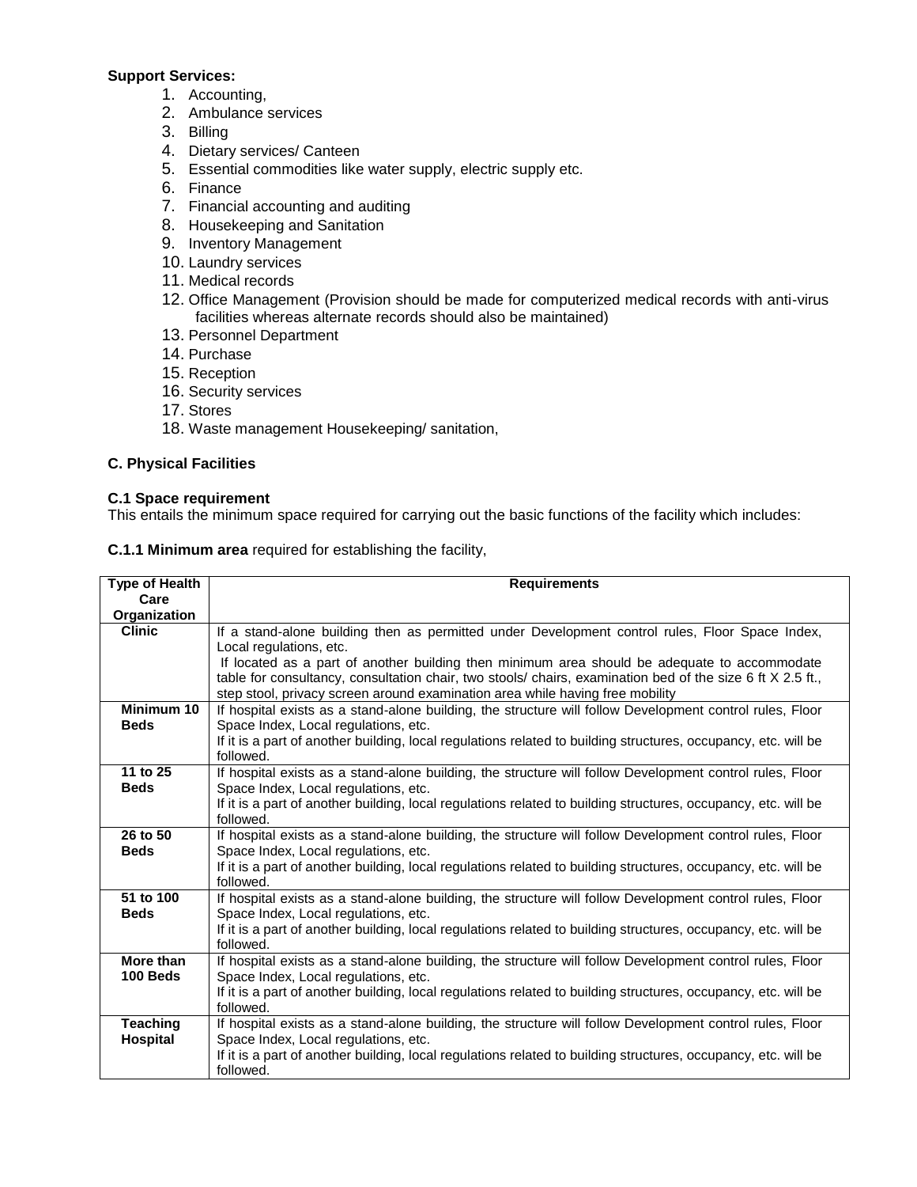**Support Services:**

1. Accounting,
2. Ambulance services
3. Billing
4. Dietary services/ Canteen
5. Essential commodities like water supply, electric supply etc.
6. Finance
7. Financial accounting and auditing
8. Housekeeping and Sanitation
9. Inventory Management
10. Laundry services
11. Medical records
12. Office Management (Provision should be made for computerized medical records with anti-virus facilities whereas alternate records should also be maintained)
13. Personnel Department
14. Purchase
15. Reception
16. Security services
17. Stores
18. Waste management Housekeeping/ sanitation,

### C. Physical Facilities

#### C.1 Space requirement

This entails the minimum space required for carrying out the basic functions of the facility which includes:

**C.1.1 Minimum area** required for establishing the facility,

| Type of Health Care Organization | Requirements |
|---|---|
| **Clinic** | If a stand-alone building then as permitted under Development control rules, Floor Space Index, Local regulations, etc.<br>If located as a part of another building then minimum area should be adequate to accommodate table for consultancy, consultation chair, two stools/ chairs, examination bed of the size 6 ft X 2.5 ft., step stool, privacy screen around examination area while having free mobility |
| **Minimum 10 Beds** | If hospital exists as a stand-alone building, the structure will follow Development control rules, Floor Space Index, Local regulations, etc.<br>If it is a part of another building, local regulations related to building structures, occupancy, etc. will be followed. |
| **11 to 25 Beds** | If hospital exists as a stand-alone building, the structure will follow Development control rules, Floor Space Index, Local regulations, etc.<br>If it is a part of another building, local regulations related to building structures, occupancy, etc. will be followed. |
| **26 to 50 Beds** | If hospital exists as a stand-alone building, the structure will follow Development control rules, Floor Space Index, Local regulations, etc.<br>If it is a part of another building, local regulations related to building structures, occupancy, etc. will be followed. |
| **51 to 100 Beds** | If hospital exists as a stand-alone building, the structure will follow Development control rules, Floor Space Index, Local regulations, etc.<br>If it is a part of another building, local regulations related to building structures, occupancy, etc. will be followed. |
| **More than 100 Beds** | If hospital exists as a stand-alone building, the structure will follow Development control rules, Floor Space Index, Local regulations, etc.<br>If it is a part of another building, local regulations related to building structures, occupancy, etc. will be followed. |
| **Teaching Hospital** | If hospital exists as a stand-alone building, the structure will follow Development control rules, Floor Space Index, Local regulations, etc.<br>If it is a part of another building, local regulations related to building structures, occupancy, etc. will be followed. |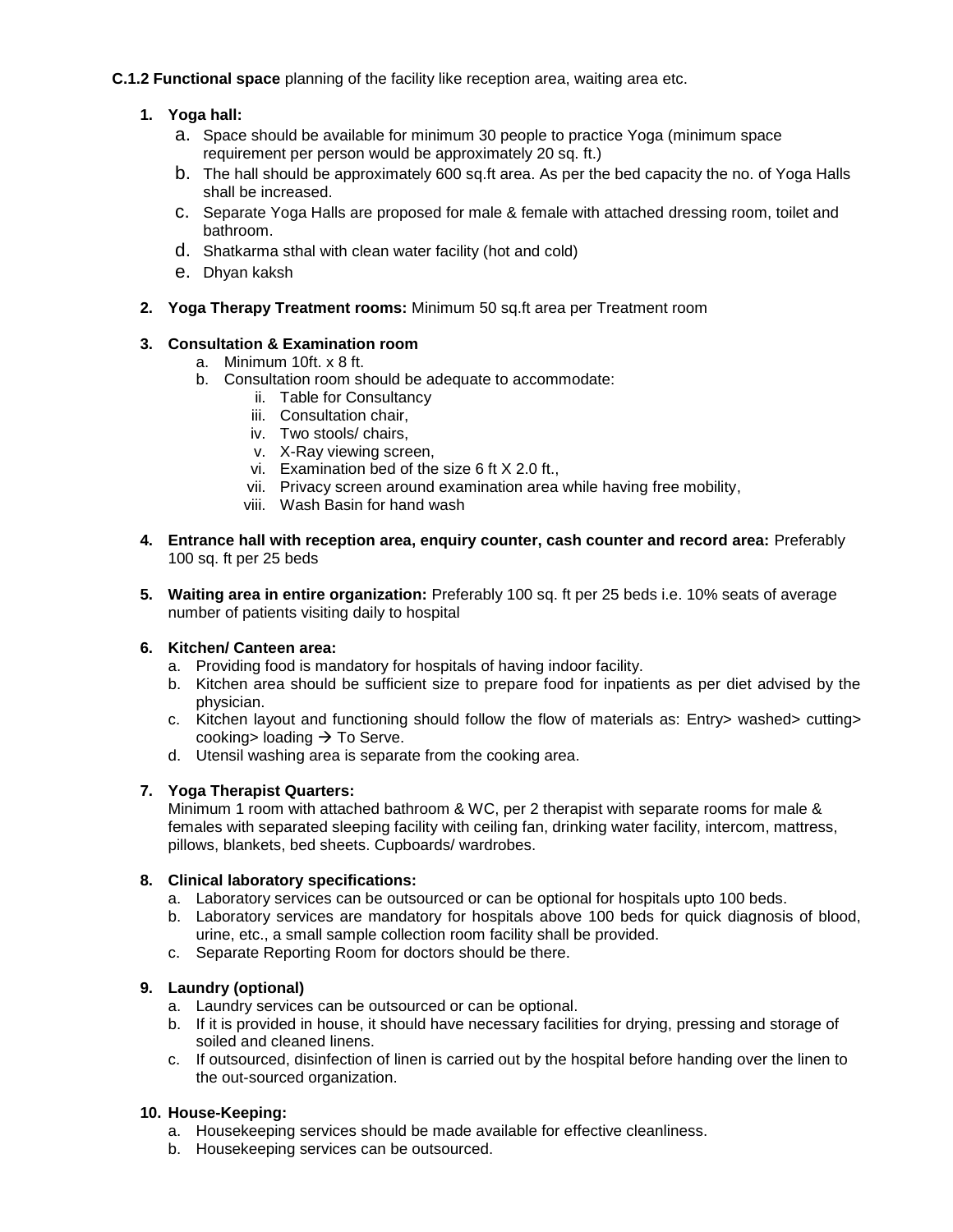**C.1.2 Functional space** planning of the facility like reception area, waiting area etc.

1. **Yoga hall:**
    a. Space should be available for minimum 30 people to practice Yoga (minimum space requirement per person would be approximately 20 sq. ft.)
    b. The hall should be approximately 600 sq.ft area. As per the bed capacity the no. of Yoga Halls shall be increased.
    c. Separate Yoga Halls are proposed for male & female with attached dressing room, toilet and bathroom.
    d. Shatkarma sthal with clean water facility (hot and cold)
    e. Dhyan kaksh

2. **Yoga Therapy Treatment rooms:** Minimum 50 sq.ft area per Treatment room

3. **Consultation & Examination room**
    a. Minimum 10ft. x 8 ft.
    b. Consultation room should be adequate to accommodate:
        ii. Table for Consultancy
        iii. Consultation chair,
        iv. Two stools/ chairs,
        v. X-Ray viewing screen,
        vi. Examination bed of the size 6 ft X 2.0 ft.,
        vii. Privacy screen around examination area while having free mobility,
        viii. Wash Basin for hand wash

4. **Entrance hall with reception area, enquiry counter, cash counter and record area:** Preferably 100 sq. ft per 25 beds

5. **Waiting area in entire organization:** Preferably 100 sq. ft per 25 beds i.e. 10% seats of average number of patients visiting daily to hospital

6. **Kitchen/ Canteen area:**
    a. Providing food is mandatory for hospitals of having indoor facility.
    b. Kitchen area should be sufficient size to prepare food for inpatients as per diet advised by the physician.
    c. Kitchen layout and functioning should follow the flow of materials as: Entry> washed> cutting> cooking> loading → To Serve.
    d. Utensil washing area is separate from the cooking area.

7. **Yoga Therapist Quarters:**
   Minimum 1 room with attached bathroom & WC, per 2 therapist with separate rooms for male & females with separated sleeping facility with ceiling fan, drinking water facility, intercom, mattress, pillows, blankets, bed sheets. Cupboards/ wardrobes.

8. **Clinical laboratory specifications:**
    a. Laboratory services can be outsourced or can be optional for hospitals upto 100 beds.
    b. Laboratory services are mandatory for hospitals above 100 beds for quick diagnosis of blood, urine, etc., a small sample collection room facility shall be provided.
    c. Separate Reporting Room for doctors should be there.

9. **Laundry (optional)**
    a. Laundry services can be outsourced or can be optional.
    b. If it is provided in house, it should have necessary facilities for drying, pressing and storage of soiled and cleaned linens.
    c. If outsourced, disinfection of linen is carried out by the hospital before handing over the linen to the out-sourced organization.

10. **House-Keeping:**
    a. Housekeeping services should be made available for effective cleanliness.
    b. Housekeeping services can be outsourced.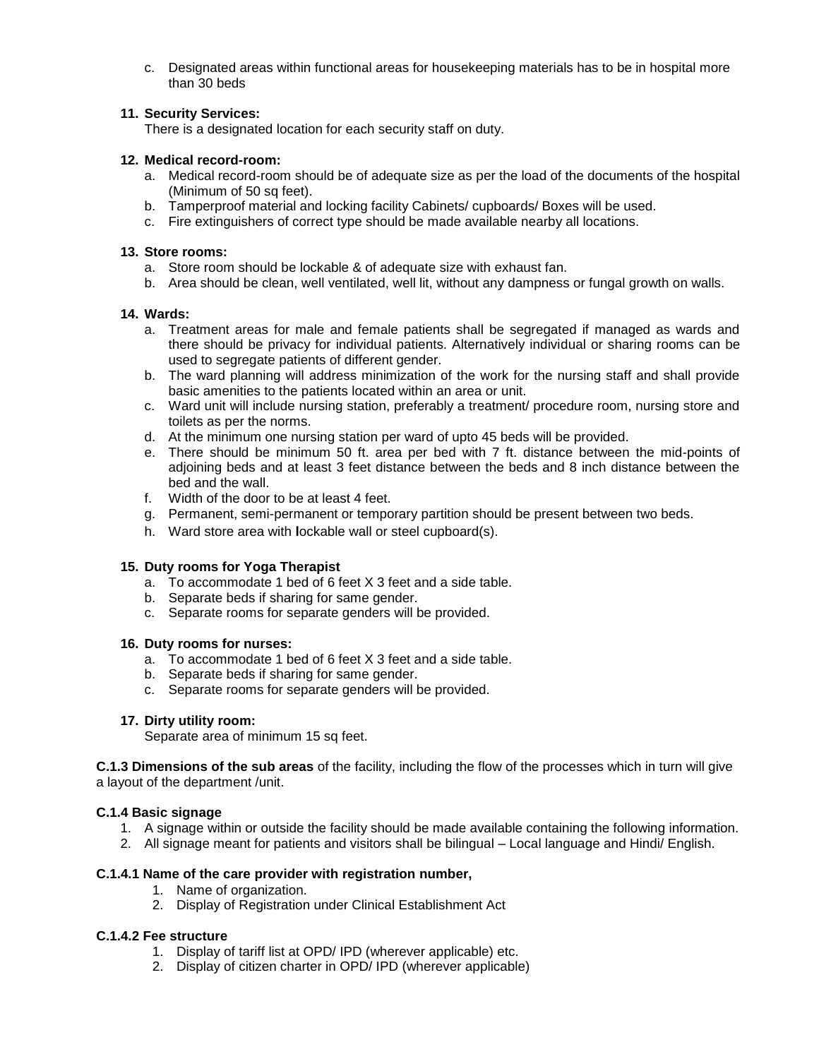c. Designated areas within functional areas for housekeeping materials has to be in hospital more than 30 beds

**11. Security Services:**

There is a designated location for each security staff on duty.

**12. Medical record-room:**

a. Medical record-room should be of adequate size as per the load of the documents of the hospital (Minimum of 50 sq feet).
b. Tamperproof material and locking facility Cabinets/ cupboards/ Boxes will be used.
c. Fire extinguishers of correct type should be made available nearby all locations.

**13. Store rooms:**

a. Store room should be lockable & of adequate size with exhaust fan.
b. Area should be clean, well ventilated, well lit, without any dampness or fungal growth on walls.

**14. Wards:**

a. Treatment areas for male and female patients shall be segregated if managed as wards and there should be privacy for individual patients. Alternatively individual or sharing rooms can be used to segregate patients of different gender.
b. The ward planning will address minimization of the work for the nursing staff and shall provide basic amenities to the patients located within an area or unit.
c. Ward unit will include nursing station, preferably a treatment/ procedure room, nursing store and toilets as per the norms.
d. At the minimum one nursing station per ward of upto 45 beds will be provided.
e. There should be minimum 50 ft. area per bed with 7 ft. distance between the mid-points of adjoining beds and at least 3 feet distance between the beds and 8 inch distance between the bed and the wall.
f. Width of the door to be at least 4 feet.
g. Permanent, semi-permanent or temporary partition should be present between two beds.
h. Ward store area with lockable wall or steel cupboard(s).

**15. Duty rooms for Yoga Therapist**

a. To accommodate 1 bed of 6 feet X 3 feet and a side table.
b. Separate beds if sharing for same gender.
c. Separate rooms for separate genders will be provided.

**16. Duty rooms for nurses:**

a. To accommodate 1 bed of 6 feet X 3 feet and a side table.
b. Separate beds if sharing for same gender.
c. Separate rooms for separate genders will be provided.

**17. Dirty utility room:**

Separate area of minimum 15 sq feet.

**C.1.3 Dimensions of the sub areas** of the facility, including the flow of the processes which in turn will give a layout of the department /unit.

**C.1.4 Basic signage**

1. A signage within or outside the facility should be made available containing the following information.
2. All signage meant for patients and visitors shall be bilingual – Local language and Hindi/ English.

**C.1.4.1 Name of the care provider with registration number,**

1. Name of organization.
2. Display of Registration under Clinical Establishment Act

**C.1.4.2 Fee structure**

1. Display of tariff list at OPD/ IPD (wherever applicable) etc.
2. Display of citizen charter in OPD/ IPD (wherever applicable)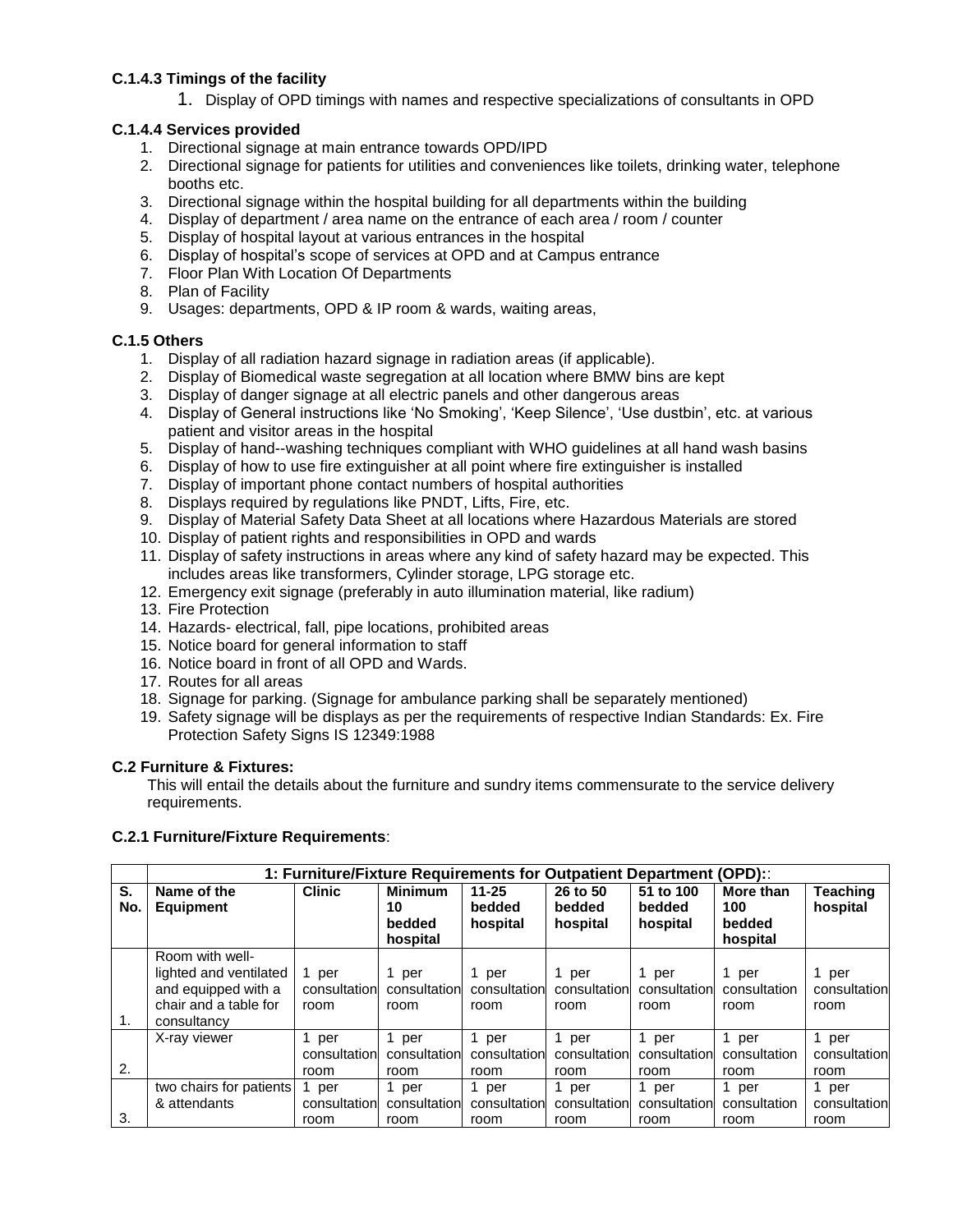**C.1.4.3 Timings of the facility**

1. Display of OPD timings with names and respective specializations of consultants in OPD

**C.1.4.4 Services provided**

1. Directional signage at main entrance towards OPD/IPD
2. Directional signage for patients for utilities and conveniences like toilets, drinking water, telephone booths etc.
3. Directional signage within the hospital building for all departments within the building
4. Display of department / area name on the entrance of each area / room / counter
5. Display of hospital layout at various entrances in the hospital
6. Display of hospital's scope of services at OPD and at Campus entrance
7. Floor Plan With Location Of Departments
8. Plan of Facility
9. Usages: departments, OPD & IP room & wards, waiting areas,

**C.1.5 Others**

1. Display of all radiation hazard signage in radiation areas (if applicable).
2. Display of Biomedical waste segregation at all location where BMW bins are kept
3. Display of danger signage at all electric panels and other dangerous areas
4. Display of General instructions like 'No Smoking', 'Keep Silence', 'Use dustbin', etc. at various patient and visitor areas in the hospital
5. Display of hand--washing techniques compliant with WHO guidelines at all hand wash basins
6. Display of how to use fire extinguisher at all point where fire extinguisher is installed
7. Display of important phone contact numbers of hospital authorities
8. Displays required by regulations like PNDT, Lifts, Fire, etc.
9. Display of Material Safety Data Sheet at all locations where Hazardous Materials are stored
10. Display of patient rights and responsibilities in OPD and wards
11. Display of safety instructions in areas where any kind of safety hazard may be expected. This includes areas like transformers, Cylinder storage, LPG storage etc.
12. Emergency exit signage (preferably in auto illumination material, like radium)
13. Fire Protection
14. Hazards- electrical, fall, pipe locations, prohibited areas
15. Notice board for general information to staff
16. Notice board in front of all OPD and Wards.
17. Routes for all areas
18. Signage for parking. (Signage for ambulance parking shall be separately mentioned)
19. Safety signage will be displays as per the requirements of respective Indian Standards: Ex. Fire Protection Safety Signs IS 12349:1988

**C.2 Furniture & Fixtures:**

This will entail the details about the furniture and sundry items commensurate to the service delivery requirements.

**C.2.1 Furniture/Fixture Requirements**:

| | **1: Furniture/Fixture Requirements for Outpatient Department (OPD):** | | | | | | | |
|---|---|---|---|---|---|---|---|---|
| **S. No.** | **Name of the Equipment** | **Clinic** | **Minimum 10 bedded hospital** | **11-25 bedded hospital** | **26 to 50 bedded hospital** | **51 to 100 bedded hospital** | **More than 100 bedded hospital** | **Teaching hospital** |
| 1. | Room with well-lighted and ventilated and equipped with a chair and a table for consultancy | 1 per consultation room | 1 per consultation room | 1 per consultation room | 1 per consultation room | 1 per consultation room | 1 per consultation room | 1 per consultation room |
| 2. | X-ray viewer | 1 per consultation room | 1 per consultation room | 1 per consultation room | 1 per consultation room | 1 per consultation room | 1 per consultation room | 1 per consultation room |
| 3. | two chairs for patients & attendants | 1 per consultation room | 1 per consultation room | 1 per consultation room | 1 per consultation room | 1 per consultation room | 1 per consultation room | 1 per consultation room |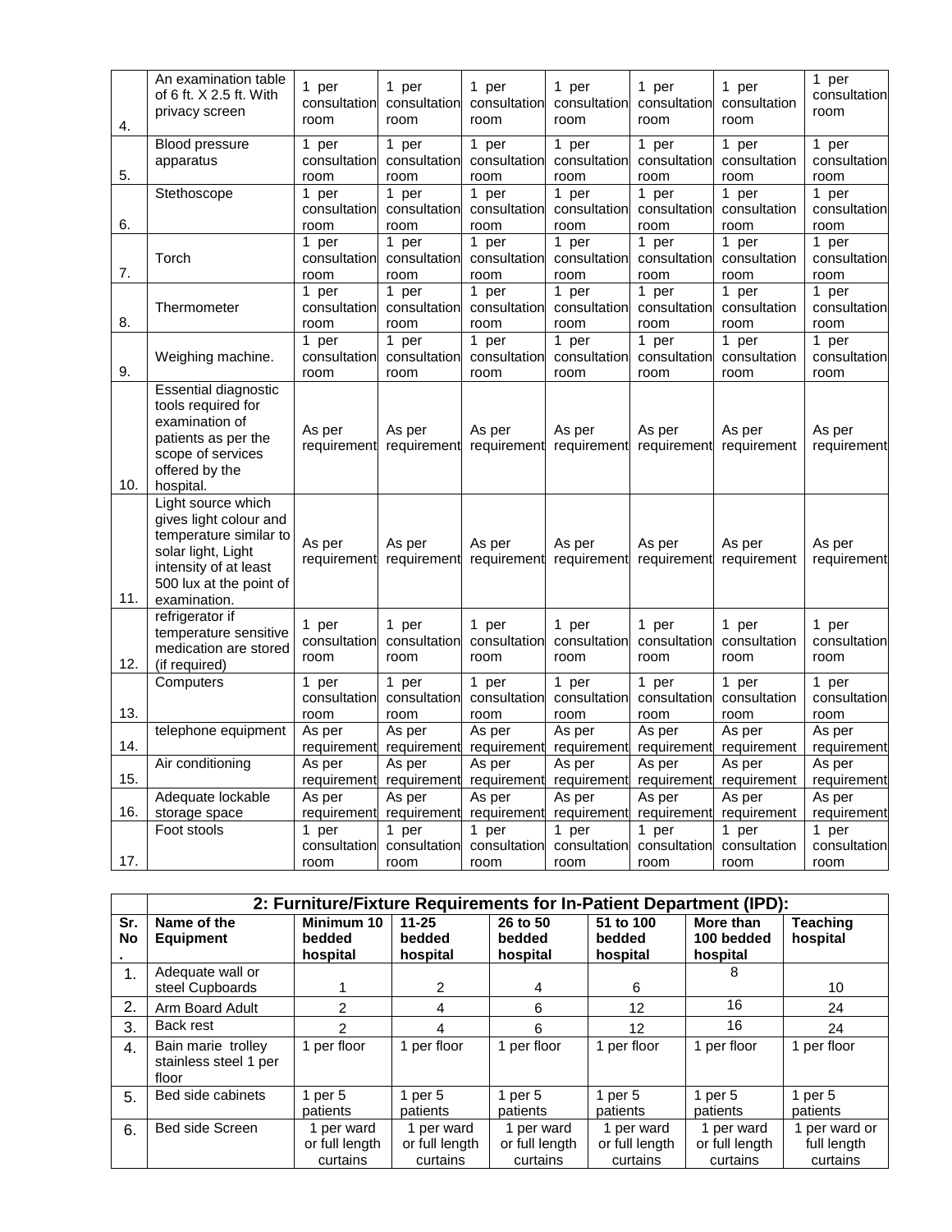| | | | | | | | | |
|---|---|---|---|---|---|---|---|---|
| 4. | An examination table of 6 ft. X 2.5 ft. With privacy screen | 1 per consultation room | 1 per consultation room | 1 per consultation room | 1 per consultation room | 1 per consultation room | 1 per consultation room | 1 per consultation room |
| 5. | Blood pressure apparatus | 1 per consultation room | 1 per consultation room | 1 per consultation room | 1 per consultation room | 1 per consultation room | 1 per consultation room | 1 per consultation room |
| 6. | Stethoscope | 1 per consultation room | 1 per consultation room | 1 per consultation room | 1 per consultation room | 1 per consultation room | 1 per consultation room | 1 per consultation room |
| 7. | Torch | 1 per consultation room | 1 per consultation room | 1 per consultation room | 1 per consultation room | 1 per consultation room | 1 per consultation room | 1 per consultation room |
| 8. | Thermometer | 1 per consultation room | 1 per consultation room | 1 per consultation room | 1 per consultation room | 1 per consultation room | 1 per consultation room | 1 per consultation room |
| 9. | Weighing machine. | 1 per consultation room | 1 per consultation room | 1 per consultation room | 1 per consultation room | 1 per consultation room | 1 per consultation room | 1 per consultation room |
| 10. | Essential diagnostic tools required for examination of patients as per the scope of services offered by the hospital. | As per requirement | As per requirement | As per requirement | As per requirement | As per requirement | As per requirement | As per requirement |
| 11. | Light source which gives light colour and temperature similar to solar light, Light intensity of at least 500 lux at the point of examination. | As per requirement | As per requirement | As per requirement | As per requirement | As per requirement | As per requirement | As per requirement |
| 12. | refrigerator if temperature sensitive medication are stored (if required) | 1 per consultation room | 1 per consultation room | 1 per consultation room | 1 per consultation room | 1 per consultation room | 1 per consultation room | 1 per consultation room |
| 13. | Computers | 1 per consultation room | 1 per consultation room | 1 per consultation room | 1 per consultation room | 1 per consultation room | 1 per consultation room | 1 per consultation room |
| 14. | telephone equipment | As per requirement | As per requirement | As per requirement | As per requirement | As per requirement | As per requirement | As per requirement |
| 15. | Air conditioning | As per requirement | As per requirement | As per requirement | As per requirement | As per requirement | As per requirement | As per requirement |
| 16. | Adequate lockable storage space | As per requirement | As per requirement | As per requirement | As per requirement | As per requirement | As per requirement | As per requirement |
| 17. | Foot stools | 1 per consultation room | 1 per consultation room | 1 per consultation room | 1 per consultation room | 1 per consultation room | 1 per consultation room | 1 per consultation room |

| | **2: Furniture/Fixture Requirements for In-Patient Department (IPD):** | | | | | | |
|---|---|---|---|---|---|---|---|
| **Sr. No.** | **Name of the Equipment** | **Minimum 10 bedded hospital** | **11-25 bedded hospital** | **26 to 50 bedded hospital** | **51 to 100 bedded hospital** | **More than 100 bedded hospital** | **Teaching hospital** |
| 1. | Adequate wall or steel Cupboards | 1 | 2 | 4 | 6 | 8 | 10 |
| 2. | Arm Board Adult | 2 | 4 | 6 | 12 | 16 | 24 |
| 3. | Back rest | 2 | 4 | 6 | 12 | 16 | 24 |
| 4. | Bain marie trolley stainless steel 1 per floor | 1 per floor | 1 per floor | 1 per floor | 1 per floor | 1 per floor | 1 per floor |
| 5. | Bed side cabinets | 1 per 5 patients | 1 per 5 patients | 1 per 5 patients | 1 per 5 patients | 1 per 5 patients | 1 per 5 patients |
| 6. | Bed side Screen | 1 per ward or full length curtains | 1 per ward or full length curtains | 1 per ward or full length curtains | 1 per ward or full length curtains | 1 per ward or full length curtains | 1 per ward or full length curtains |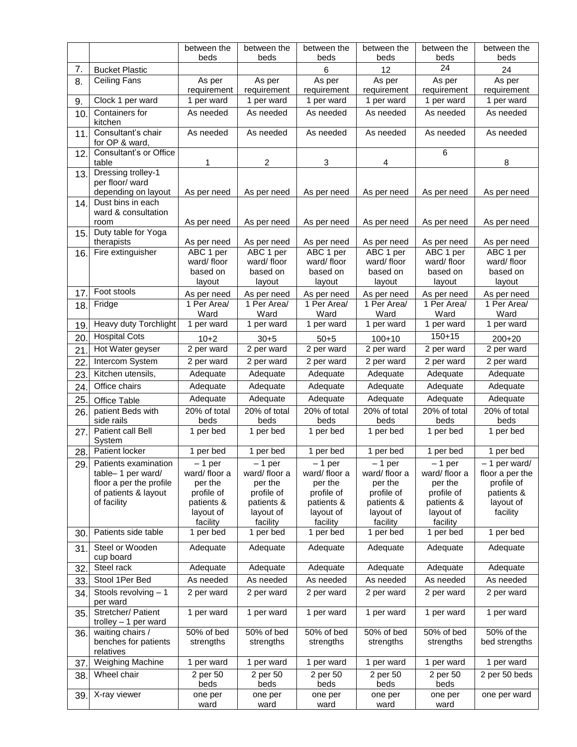|  |  | between the beds | between the beds | between the beds | between the beds | between the beds | between the beds |
|---|---|---|---|---|---|---|---|
| 7. | Bucket Plastic |  |  | 6 | 12 | 24 | 24 |
| 8. | Ceiling Fans | As per requirement | As per requirement | As per requirement | As per requirement | As per requirement | As per requirement |
| 9. | Clock 1 per ward | 1 per ward | 1 per ward | 1 per ward | 1 per ward | 1 per ward | 1 per ward |
| 10. | Containers for kitchen | As needed | As needed | As needed | As needed | As needed | As needed |
| 11. | Consultant's chair for OP & ward, | As needed | As needed | As needed | As needed | As needed | As needed |
| 12. | Consultant's or Office table | 1 | 2 | 3 | 4 | 6 | 8 |
| 13. | Dressing trolley-1 per floor/ ward depending on layout | As per need | As per need | As per need | As per need | As per need | As per need |
| 14. | Dust bins in each ward & consultation room | As per need | As per need | As per need | As per need | As per need | As per need |
| 15. | Duty table for Yoga therapists | As per need | As per need | As per need | As per need | As per need | As per need |
| 16. | Fire extinguisher | ABC 1 per ward/ floor based on layout | ABC 1 per ward/ floor based on layout | ABC 1 per ward/ floor based on layout | ABC 1 per ward/ floor based on layout | ABC 1 per ward/ floor based on layout | ABC 1 per ward/ floor based on layout |
| 17. | Foot stools | As per need | As per need | As per need | As per need | As per need | As per need |
| 18. | Fridge | 1 Per Area/ Ward | 1 Per Area/ Ward | 1 Per Area/ Ward | 1 Per Area/ Ward | 1 Per Area/ Ward | 1 Per Area/ Ward |
| 19. | Heavy duty Torchlight | 1 per ward | 1 per ward | 1 per ward | 1 per ward | 1 per ward | 1 per ward |
| 20. | Hospital Cots | 10+2 | 30+5 | 50+5 | 100+10 | 150+15 | 200+20 |
| 21. | Hot Water geyser | 2 per ward | 2 per ward | 2 per ward | 2 per ward | 2 per ward | 2 per ward |
| 22. | Intercom System | 2 per ward | 2 per ward | 2 per ward | 2 per ward | 2 per ward | 2 per ward |
| 23. | Kitchen utensils, | Adequate | Adequate | Adequate | Adequate | Adequate | Adequate |
| 24. | Office chairs | Adequate | Adequate | Adequate | Adequate | Adequate | Adequate |
| 25. | Office Table | Adequate | Adequate | Adequate | Adequate | Adequate | Adequate |
| 26. | patient Beds with side rails | 20% of total beds | 20% of total beds | 20% of total beds | 20% of total beds | 20% of total beds | 20% of total beds |
| 27. | Patient call Bell System | 1 per bed | 1 per bed | 1 per bed | 1 per bed | 1 per bed | 1 per bed |
| 28. | Patient locker | 1 per bed | 1 per bed | 1 per bed | 1 per bed | 1 per bed | 1 per bed |
| 29. | Patients examination table– 1 per ward/ floor a per the profile of patients & layout of facility | – 1 per ward/ floor a per the profile of patients & layout of facility | – 1 per ward/ floor a per the profile of patients & layout of facility | – 1 per ward/ floor a per the profile of patients & layout of facility | – 1 per ward/ floor a per the profile of patients & layout of facility | – 1 per ward/ floor a per the profile of patients & layout of facility | – 1 per ward/ floor a per the profile of patients & layout of facility |
| 30. | Patients side table | 1 per bed | 1 per bed | 1 per bed | 1 per bed | 1 per bed | 1 per bed |
| 31. | Steel or Wooden cup board | Adequate | Adequate | Adequate | Adequate | Adequate | Adequate |
| 32. | Steel rack | Adequate | Adequate | Adequate | Adequate | Adequate | Adequate |
| 33. | Stool 1Per Bed | As needed | As needed | As needed | As needed | As needed | As needed |
| 34. | Stools revolving – 1 per ward | 2 per ward | 2 per ward | 2 per ward | 2 per ward | 2 per ward | 2 per ward |
| 35. | Stretcher/ Patient trolley – 1 per ward | 1 per ward | 1 per ward | 1 per ward | 1 per ward | 1 per ward | 1 per ward |
| 36. | waiting chairs / benches for patients relatives | 50% of bed strengths | 50% of bed strengths | 50% of bed strengths | 50% of bed strengths | 50% of bed strengths | 50% of the bed strengths |
| 37. | Weighing Machine | 1 per ward | 1 per ward | 1 per ward | 1 per ward | 1 per ward | 1 per ward |
| 38. | Wheel chair | 2 per 50 beds | 2 per 50 beds | 2 per 50 beds | 2 per 50 beds | 2 per 50 beds | 2 per 50 beds |
| 39. | X-ray viewer | one per ward | one per ward | one per ward | one per ward | one per ward | one per ward |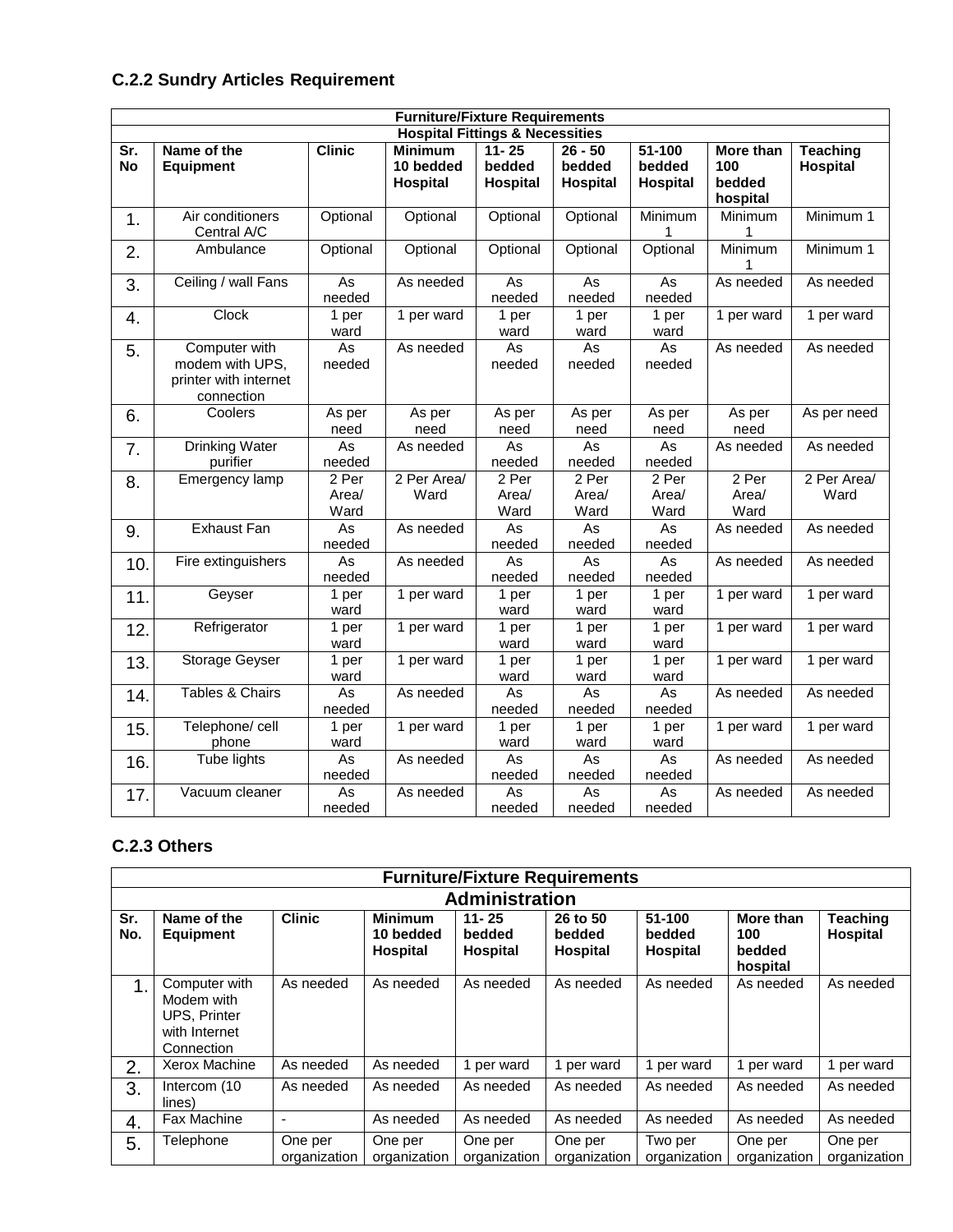### C.2.2 Sundry Articles Requirement

| Furniture/Fixture Requirements | | | | | | | | |
|---|---|---|---|---|---|---|---|---|
| **Hospital Fittings & Necessities** | | | | | | | | |
| **Sr. No** | **Name of the Equipment** | **Clinic** | **Minimum 10 bedded Hospital** | **11- 25 bedded Hospital** | **26 - 50 bedded Hospital** | **51-100 bedded Hospital** | **More than 100 bedded hospital** | **Teaching Hospital** |
| 1. | Air conditioners Central A/C | Optional | Optional | Optional | Optional | Minimum 1 | Minimum 1 | Minimum 1 |
| 2. | Ambulance | Optional | Optional | Optional | Optional | Optional | Minimum 1 | Minimum 1 |
| 3. | Ceiling / wall Fans | As needed | As needed | As needed | As needed | As needed | As needed | As needed |
| 4. | Clock | 1 per ward | 1 per ward | 1 per ward | 1 per ward | 1 per ward | 1 per ward | 1 per ward |
| 5. | Computer with modem with UPS, printer with internet connection | As needed | As needed | As needed | As needed | As needed | As needed | As needed |
| 6. | Coolers | As per need | As per need | As per need | As per need | As per need | As per need | As per need |
| 7. | Drinking Water purifier | As needed | As needed | As needed | As needed | As needed | As needed | As needed |
| 8. | Emergency lamp | 2 Per Area/ Ward | 2 Per Area/ Ward | 2 Per Area/ Ward | 2 Per Area/ Ward | 2 Per Area/ Ward | 2 Per Area/ Ward | 2 Per Area/ Ward |
| 9. | Exhaust Fan | As needed | As needed | As needed | As needed | As needed | As needed | As needed |
| 10. | Fire extinguishers | As needed | As needed | As needed | As needed | As needed | As needed | As needed |
| 11. | Geyser | 1 per ward | 1 per ward | 1 per ward | 1 per ward | 1 per ward | 1 per ward | 1 per ward |
| 12. | Refrigerator | 1 per ward | 1 per ward | 1 per ward | 1 per ward | 1 per ward | 1 per ward | 1 per ward |
| 13. | Storage Geyser | 1 per ward | 1 per ward | 1 per ward | 1 per ward | 1 per ward | 1 per ward | 1 per ward |
| 14. | Tables & Chairs | As needed | As needed | As needed | As needed | As needed | As needed | As needed |
| 15. | Telephone/ cell phone | 1 per ward | 1 per ward | 1 per ward | 1 per ward | 1 per ward | 1 per ward | 1 per ward |
| 16. | Tube lights | As needed | As needed | As needed | As needed | As needed | As needed | As needed |
| 17. | Vacuum cleaner | As needed | As needed | As needed | As needed | As needed | As needed | As needed |

### C.2.3 Others

| Furniture/Fixture Requirements | | | | | | | | |
|---|---|---|---|---|---|---|---|---|
| **Administration** | | | | | | | | |
| **Sr. No.** | **Name of the Equipment** | **Clinic** | **Minimum 10 bedded Hospital** | **11- 25 bedded Hospital** | **26 to 50 bedded Hospital** | **51-100 bedded Hospital** | **More than 100 bedded hospital** | **Teaching Hospital** |
| 1. | Computer with Modem with UPS, Printer with Internet Connection | As needed | As needed | As needed | As needed | As needed | As needed | As needed |
| 2. | Xerox Machine | As needed | As needed | 1 per ward | 1 per ward | 1 per ward | 1 per ward | 1 per ward |
| 3. | Intercom (10 lines) | As needed | As needed | As needed | As needed | As needed | As needed | As needed |
| 4. | Fax Machine | - | As needed | As needed | As needed | As needed | As needed | As needed |
| 5. | Telephone | One per organization | One per organization | One per organization | One per organization | Two per organization | One per organization | One per organization |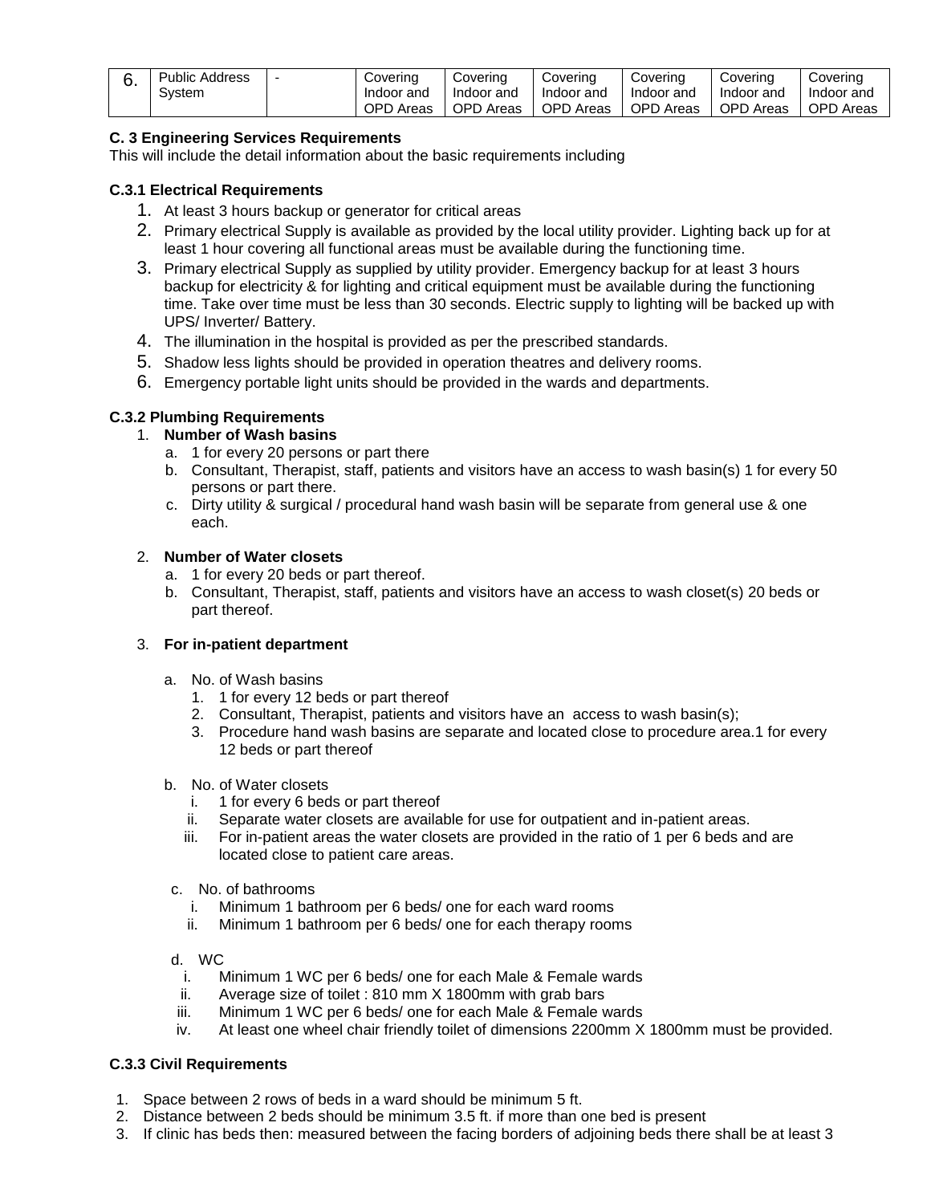| 6. | Public Address System | - | Covering Indoor and OPD Areas | Covering Indoor and OPD Areas | Covering Indoor and OPD Areas | Covering Indoor and OPD Areas | Covering Indoor and OPD Areas | Covering Indoor and OPD Areas |
|---|---|---|---|---|---|---|---|---|

**C. 3 Engineering Services Requirements**
This will include the detail information about the basic requirements including

**C.3.1 Electrical Requirements**

1. At least 3 hours backup or generator for critical areas
2. Primary electrical Supply is available as provided by the local utility provider. Lighting back up for at least 1 hour covering all functional areas must be available during the functioning time.
3. Primary electrical Supply as supplied by utility provider. Emergency backup for at least 3 hours backup for electricity & for lighting and critical equipment must be available during the functioning time. Take over time must be less than 30 seconds. Electric supply to lighting will be backed up with UPS/ Inverter/ Battery.
4. The illumination in the hospital is provided as per the prescribed standards.
5. Shadow less lights should be provided in operation theatres and delivery rooms.
6. Emergency portable light units should be provided in the wards and departments.

**C.3.2 Plumbing Requirements**

1. **Number of Wash basins**
   a. 1 for every 20 persons or part there
   b. Consultant, Therapist, staff, patients and visitors have an access to wash basin(s) 1 for every 50 persons or part there.
   c. Dirty utility & surgical / procedural hand wash basin will be separate from general use & one each.

2. **Number of Water closets**
   a. 1 for every 20 beds or part thereof.
   b. Consultant, Therapist, staff, patients and visitors have an access to wash closet(s) 20 beds or part thereof.

3. **For in-patient department**

   a. No. of Wash basins
      1. 1 for every 12 beds or part thereof
      2. Consultant, Therapist, patients and visitors have an access to wash basin(s);
      3. Procedure hand wash basins are separate and located close to procedure area.1 for every 12 beds or part thereof

   b. No. of Water closets
      i. 1 for every 6 beds or part thereof
      ii. Separate water closets are available for use for outpatient and in-patient areas.
      iii. For in-patient areas the water closets are provided in the ratio of 1 per 6 beds and are located close to patient care areas.

   c. No. of bathrooms
      i. Minimum 1 bathroom per 6 beds/ one for each ward rooms
      ii. Minimum 1 bathroom per 6 beds/ one for each therapy rooms

   d. WC
      i. Minimum 1 WC per 6 beds/ one for each Male & Female wards
      ii. Average size of toilet : 810 mm X 1800mm with grab bars
      iii. Minimum 1 WC per 6 beds/ one for each Male & Female wards
      iv. At least one wheel chair friendly toilet of dimensions 2200mm X 1800mm must be provided.

**C.3.3 Civil Requirements**

1. Space between 2 rows of beds in a ward should be minimum 5 ft.
2. Distance between 2 beds should be minimum 3.5 ft. if more than one bed is present
3. If clinic has beds then: measured between the facing borders of adjoining beds there shall be at least 3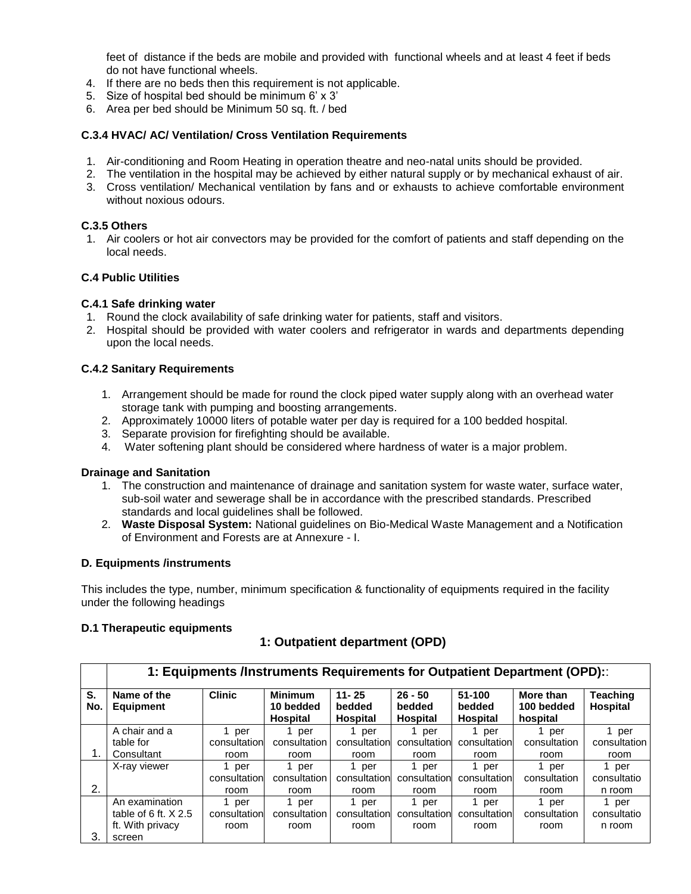feet of distance if the beds are mobile and provided with functional wheels and at least 4 feet if beds do not have functional wheels.

4. If there are no beds then this requirement is not applicable.
5. Size of hospital bed should be minimum 6' x 3'
6. Area per bed should be Minimum 50 sq. ft. / bed

**C.3.4 HVAC/ AC/ Ventilation/ Cross Ventilation Requirements**

1. Air-conditioning and Room Heating in operation theatre and neo-natal units should be provided.
2. The ventilation in the hospital may be achieved by either natural supply or by mechanical exhaust of air.
3. Cross ventilation/ Mechanical ventilation by fans and or exhausts to achieve comfortable environment without noxious odours.

**C.3.5 Others**

1. Air coolers or hot air convectors may be provided for the comfort of patients and staff depending on the local needs.

**C.4 Public Utilities**

**C.4.1 Safe drinking water**

1. Round the clock availability of safe drinking water for patients, staff and visitors.
2. Hospital should be provided with water coolers and refrigerator in wards and departments depending upon the local needs.

**C.4.2 Sanitary Requirements**

1. Arrangement should be made for round the clock piped water supply along with an overhead water storage tank with pumping and boosting arrangements.
2. Approximately 10000 liters of potable water per day is required for a 100 bedded hospital.
3. Separate provision for firefighting should be available.
4. Water softening plant should be considered where hardness of water is a major problem.

**Drainage and Sanitation**

1. The construction and maintenance of drainage and sanitation system for waste water, surface water, sub-soil water and sewerage shall be in accordance with the prescribed standards. Prescribed standards and local guidelines shall be followed.
2. **Waste Disposal System:** National guidelines on Bio-Medical Waste Management and a Notification of Environment and Forests are at Annexure - I.

**D. Equipments /instruments**

This includes the type, number, minimum specification & functionality of equipments required in the facility under the following headings

**D.1 Therapeutic equipments**

**1: Outpatient department (OPD)**

| | **1: Equipments /Instruments Requirements for Outpatient Department (OPD):** | | | | | | | |
|---|---|---|---|---|---|---|---|---|
| **S. No.** | **Name of the Equipment** | **Clinic** | **Minimum 10 bedded Hospital** | **11- 25 bedded Hospital** | **26 - 50 bedded Hospital** | **51-100 bedded Hospital** | **More than 100 bedded hospital** | **Teaching Hospital** |
| 1. | A chair and a table for Consultant | 1 per consultation room | 1 per consultation room | 1 per consultation room | 1 per consultation room | 1 per consultation room | 1 per consultation room | 1 per consultation room |
| 2. | X-ray viewer | 1 per consultation room | 1 per consultation room | 1 per consultation room | 1 per consultation room | 1 per consultation room | 1 per consultation room | 1 per consultation room |
| 3. | An examination table of 6 ft. X 2.5 ft. With privacy screen | 1 per consultation room | 1 per consultation room | 1 per consultation room | 1 per consultation room | 1 per consultation room | 1 per consultation room | 1 per consultation room |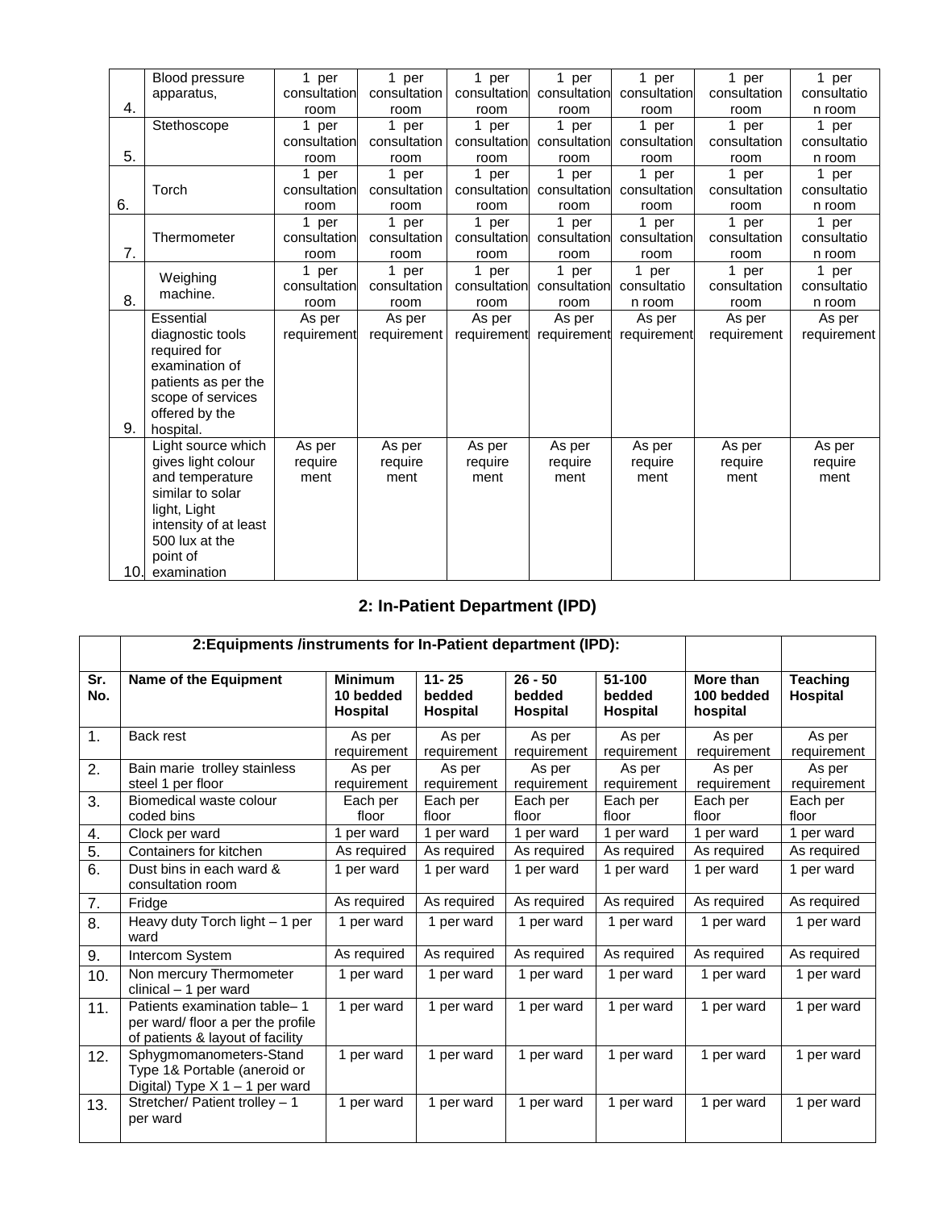| | | | | | | | | |
|---|---|---|---|---|---|---|---|---|
| 4. | Blood pressure apparatus, | 1 per consultation room | 1 per consultation room | 1 per consultation room | 1 per consultation room | 1 per consultation room | 1 per consultation room | 1 per consultation room |
| 5. | Stethoscope | 1 per consultation room | 1 per consultation room | 1 per consultation room | 1 per consultation room | 1 per consultation room | 1 per consultation room | 1 per consultation room |
| 6. | Torch | 1 per consultation room | 1 per consultation room | 1 per consultation room | 1 per consultation room | 1 per consultation room | 1 per consultation room | 1 per consultation room |
| 7. | Thermometer | 1 per consultation room | 1 per consultation room | 1 per consultation room | 1 per consultation room | 1 per consultation room | 1 per consultation room | 1 per consultation room |
| 8. | Weighing machine. | 1 per consultation room | 1 per consultation room | 1 per consultation room | 1 per consultation room | 1 per consultation room | 1 per consultation room | 1 per consultation room |
| 9. | Essential diagnostic tools required for examination of patients as per the scope of services offered by the hospital. | As per requirement | As per requirement | As per requirement | As per requirement | As per requirement | As per requirement | As per requirement |
| 10. | Light source which gives light colour and temperature similar to solar light, Light intensity of at least 500 lux at the point of examination | As per requirement | As per requirement | As per requirement | As per requirement | As per requirement | As per requirement | As per requirement |

## 2: In-Patient Department (IPD)

| | **2:Equipments /instruments for In-Patient department (IPD):** | | | | | | |
|---|---|---|---|---|---|---|---|
| **Sr. No.** | **Name of the Equipment** | **Minimum 10 bedded Hospital** | **11- 25 bedded Hospital** | **26 - 50 bedded Hospital** | **51-100 bedded Hospital** | **More than 100 bedded hospital** | **Teaching Hospital** |
| 1. | Back rest | As per requirement | As per requirement | As per requirement | As per requirement | As per requirement | As per requirement |
| 2. | Bain marie trolley stainless steel 1 per floor | As per requirement | As per requirement | As per requirement | As per requirement | As per requirement | As per requirement |
| 3. | Biomedical waste colour coded bins | Each per floor | Each per floor | Each per floor | Each per floor | Each per floor | Each per floor |
| 4. | Clock per ward | 1 per ward | 1 per ward | 1 per ward | 1 per ward | 1 per ward | 1 per ward |
| 5. | Containers for kitchen | As required | As required | As required | As required | As required | As required |
| 6. | Dust bins in each ward & consultation room | 1 per ward | 1 per ward | 1 per ward | 1 per ward | 1 per ward | 1 per ward |
| 7. | Fridge | As required | As required | As required | As required | As required | As required |
| 8. | Heavy duty Torch light – 1 per ward | 1 per ward | 1 per ward | 1 per ward | 1 per ward | 1 per ward | 1 per ward |
| 9. | Intercom System | As required | As required | As required | As required | As required | As required |
| 10. | Non mercury Thermometer clinical – 1 per ward | 1 per ward | 1 per ward | 1 per ward | 1 per ward | 1 per ward | 1 per ward |
| 11. | Patients examination table– 1 per ward/ floor a per the profile of patients & layout of facility | 1 per ward | 1 per ward | 1 per ward | 1 per ward | 1 per ward | 1 per ward |
| 12. | Sphygmomanometers-Stand Type 1& Portable (aneroid or Digital) Type X 1 – 1 per ward | 1 per ward | 1 per ward | 1 per ward | 1 per ward | 1 per ward | 1 per ward |
| 13. | Stretcher/ Patient trolley – 1 per ward | 1 per ward | 1 per ward | 1 per ward | 1 per ward | 1 per ward | 1 per ward |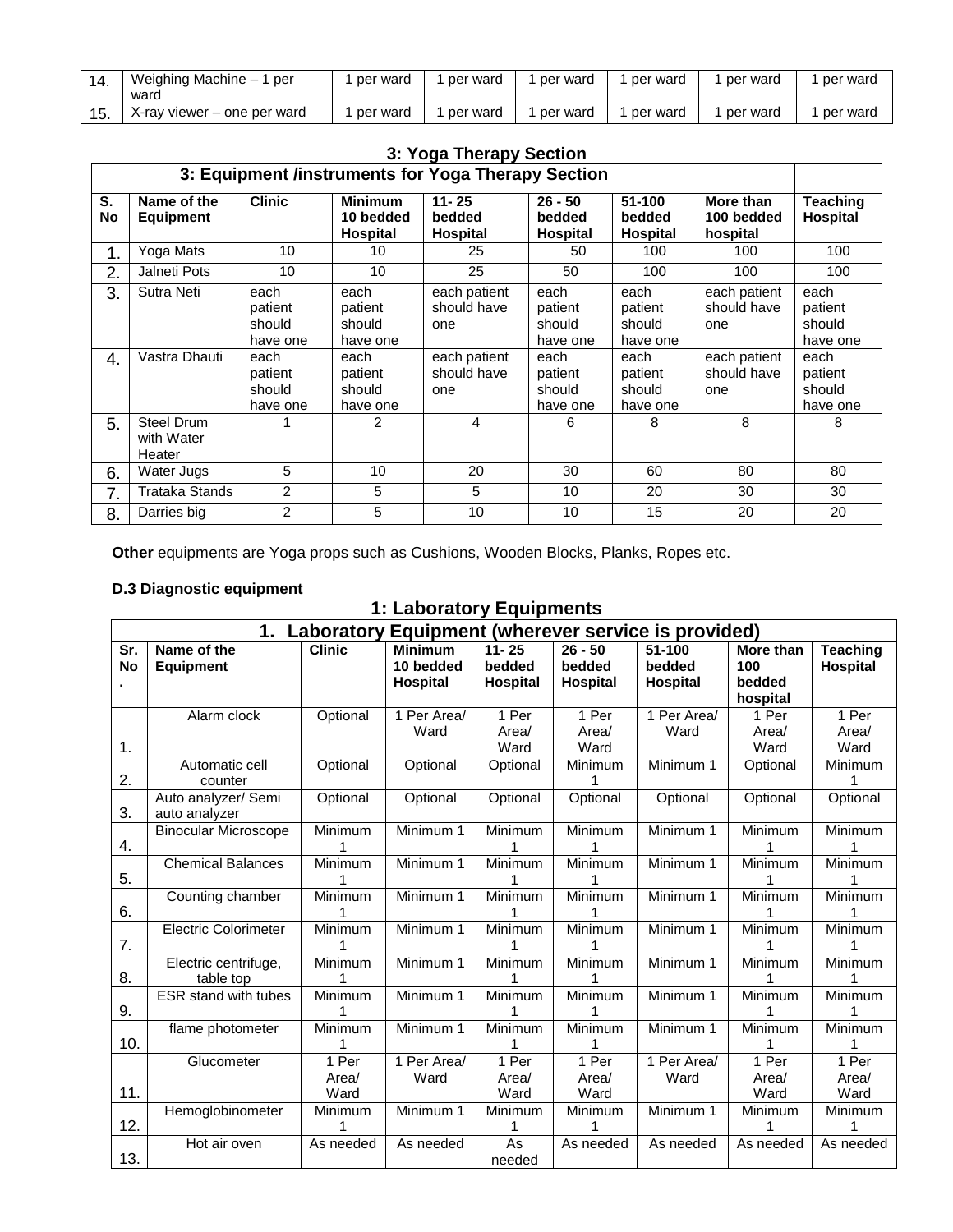| 14. | Weighing Machine – 1 per ward | 1 per ward | 1 per ward | 1 per ward | 1 per ward | 1 per ward | 1 per ward |
|---|---|---|---|---|---|---|---|
| 15. | X-ray viewer – one per ward | 1 per ward | 1 per ward | 1 per ward | 1 per ward | 1 per ward | 1 per ward |

### 3: Yoga Therapy Section

| 3: Equipment /instruments for Yoga Therapy Section | | | | | | | | |
|---|---|---|---|---|---|---|---|---|
| **S. No** | **Name of the Equipment** | **Clinic** | **Minimum 10 bedded Hospital** | **11- 25 bedded Hospital** | **26 - 50 bedded Hospital** | **51-100 bedded Hospital** | **More than 100 bedded hospital** | **Teaching Hospital** |
| 1. | Yoga Mats | 10 | 10 | 25 | 50 | 100 | 100 | 100 |
| 2. | Jalneti Pots | 10 | 10 | 25 | 50 | 100 | 100 | 100 |
| 3. | Sutra Neti | each patient should have one | each patient should have one | each patient should have one | each patient should have one | each patient should have one | each patient should have one | each patient should have one |
| 4. | Vastra Dhauti | each patient should have one | each patient should have one | each patient should have one | each patient should have one | each patient should have one | each patient should have one | each patient should have one |
| 5. | Steel Drum with Water Heater | 1 | 2 | 4 | 6 | 8 | 8 | 8 |
| 6. | Water Jugs | 5 | 10 | 20 | 30 | 60 | 80 | 80 |
| 7. | Trataka Stands | 2 | 5 | 5 | 10 | 20 | 30 | 30 |
| 8. | Darries big | 2 | 5 | 10 | 10 | 15 | 20 | 20 |

**Other** equipments are Yoga props such as Cushions, Wooden Blocks, Planks, Ropes etc.

**D.3 Diagnostic equipment**

### 1: Laboratory Equipments

| 1. Laboratory Equipment (wherever service is provided) | | | | | | | | |
|---|---|---|---|---|---|---|---|---|
| **Sr. No.** | **Name of the Equipment** | **Clinic** | **Minimum 10 bedded Hospital** | **11- 25 bedded Hospital** | **26 - 50 bedded Hospital** | **51-100 bedded Hospital** | **More than 100 bedded hospital** | **Teaching Hospital** |
| 1. | Alarm clock | Optional | 1 Per Area/ Ward | 1 Per Area/ Ward | 1 Per Area/ Ward | 1 Per Area/ Ward | 1 Per Area/ Ward | 1 Per Area/ Ward |
| 2. | Automatic cell counter | Optional | Optional | Optional | Minimum 1 | Minimum 1 | Optional | Minimum 1 |
| 3. | Auto analyzer/ Semi auto analyzer | Optional | Optional | Optional | Optional | Optional | Optional | Optional |
| 4. | Binocular Microscope | Minimum 1 | Minimum 1 | Minimum 1 | Minimum 1 | Minimum 1 | Minimum 1 | Minimum 1 |
| 5. | Chemical Balances | Minimum 1 | Minimum 1 | Minimum 1 | Minimum 1 | Minimum 1 | Minimum 1 | Minimum 1 |
| 6. | Counting chamber | Minimum 1 | Minimum 1 | Minimum 1 | Minimum 1 | Minimum 1 | Minimum 1 | Minimum 1 |
| 7. | Electric Colorimeter | Minimum 1 | Minimum 1 | Minimum 1 | Minimum 1 | Minimum 1 | Minimum 1 | Minimum 1 |
| 8. | Electric centrifuge, table top | Minimum 1 | Minimum 1 | Minimum 1 | Minimum 1 | Minimum 1 | Minimum 1 | Minimum 1 |
| 9. | ESR stand with tubes | Minimum 1 | Minimum 1 | Minimum 1 | Minimum 1 | Minimum 1 | Minimum 1 | Minimum 1 |
| 10. | flame photometer | Minimum 1 | Minimum 1 | Minimum 1 | Minimum 1 | Minimum 1 | Minimum 1 | Minimum 1 |
| 11. | Glucometer | 1 Per Area/ Ward | 1 Per Area/ Ward | 1 Per Area/ Ward | 1 Per Area/ Ward | 1 Per Area/ Ward | 1 Per Area/ Ward | 1 Per Area/ Ward |
| 12. | Hemoglobinometer | Minimum 1 | Minimum 1 | Minimum 1 | Minimum 1 | Minimum 1 | Minimum 1 | Minimum 1 |
| 13. | Hot air oven | As needed | As needed | As needed | As needed | As needed | As needed | As needed |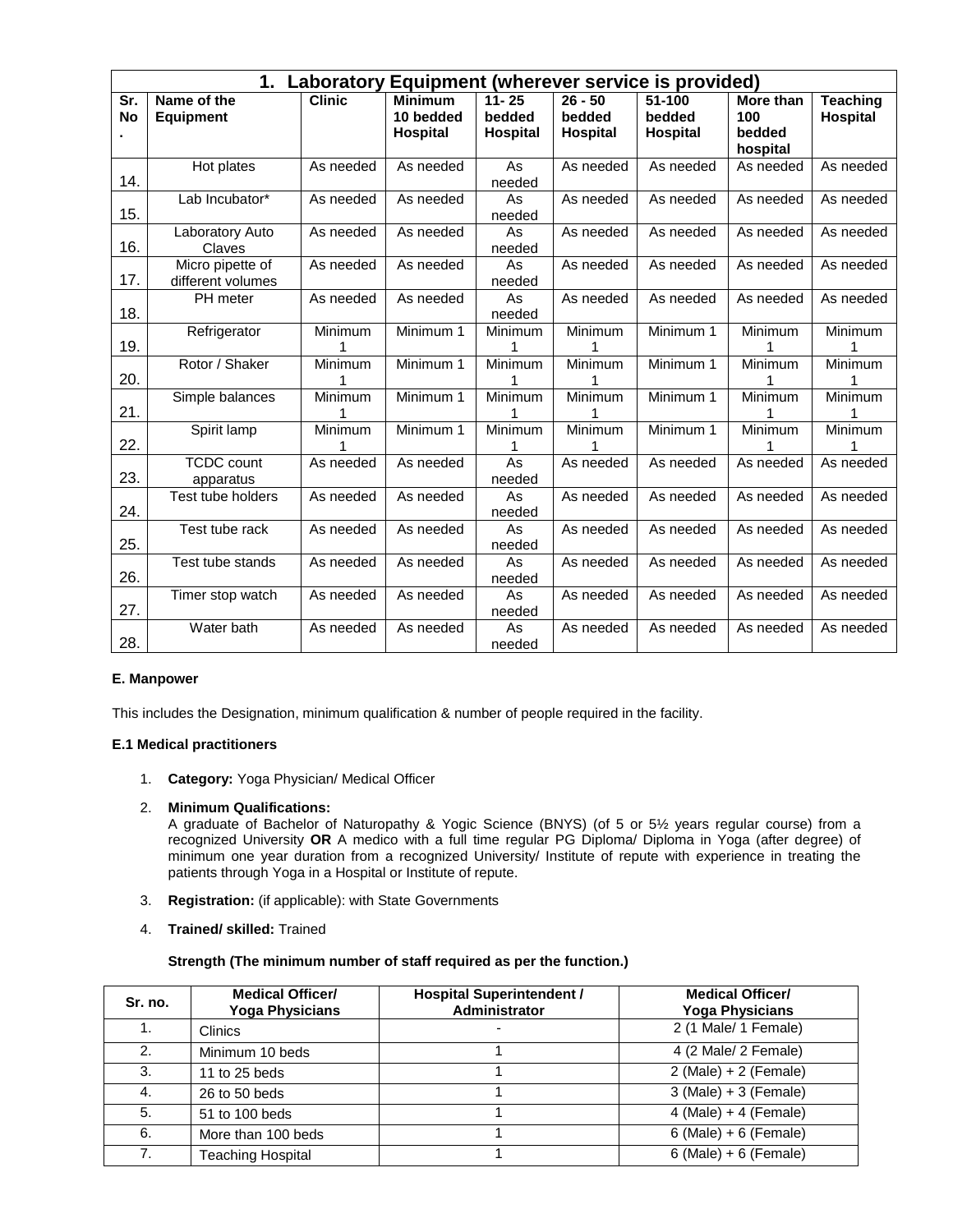| 1. Laboratory Equipment (wherever service is provided) | | | | | | | | |
|---|---|---|---|---|---|---|---|---|
| Sr. No. | Name of the Equipment | Clinic | Minimum 10 bedded Hospital | 11- 25 bedded Hospital | 26 - 50 bedded Hospital | 51-100 bedded Hospital | More than 100 bedded hospital | Teaching Hospital |
| 14. | Hot plates | As needed | As needed | As needed | As needed | As needed | As needed | As needed |
| 15. | Lab Incubator* | As needed | As needed | As needed | As needed | As needed | As needed | As needed |
| 16. | Laboratory Auto Claves | As needed | As needed | As needed | As needed | As needed | As needed | As needed |
| 17. | Micro pipette of different volumes | As needed | As needed | As needed | As needed | As needed | As needed | As needed |
| 18. | PH meter | As needed | As needed | As needed | As needed | As needed | As needed | As needed |
| 19. | Refrigerator | Minimum 1 | Minimum 1 | Minimum 1 | Minimum 1 | Minimum 1 | Minimum 1 | Minimum 1 |
| 20. | Rotor / Shaker | Minimum 1 | Minimum 1 | Minimum 1 | Minimum 1 | Minimum 1 | Minimum 1 | Minimum 1 |
| 21. | Simple balances | Minimum 1 | Minimum 1 | Minimum 1 | Minimum 1 | Minimum 1 | Minimum 1 | Minimum 1 |
| 22. | Spirit lamp | Minimum 1 | Minimum 1 | Minimum 1 | Minimum 1 | Minimum 1 | Minimum 1 | Minimum 1 |
| 23. | TCDC count apparatus | As needed | As needed | As needed | As needed | As needed | As needed | As needed |
| 24. | Test tube holders | As needed | As needed | As needed | As needed | As needed | As needed | As needed |
| 25. | Test tube rack | As needed | As needed | As needed | As needed | As needed | As needed | As needed |
| 26. | Test tube stands | As needed | As needed | As needed | As needed | As needed | As needed | As needed |
| 27. | Timer stop watch | As needed | As needed | As needed | As needed | As needed | As needed | As needed |
| 28. | Water bath | As needed | As needed | As needed | As needed | As needed | As needed | As needed |

**E. Manpower**

This includes the Designation, minimum qualification & number of people required in the facility.

**E.1 Medical practitioners**

1. **Category:** Yoga Physician/ Medical Officer

2. **Minimum Qualifications:**
   A graduate of Bachelor of Naturopathy & Yogic Science (BNYS) (of 5 or 5½ years regular course) from a recognized University **OR** A medico with a full time regular PG Diploma/ Diploma in Yoga (after degree) of minimum one year duration from a recognized University/ Institute of repute with experience in treating the patients through Yoga in a Hospital or Institute of repute.

3. **Registration:** (if applicable): with State Governments

4. **Trained/ skilled:** Trained

   **Strength (The minimum number of staff required as per the function.)**

| Sr. no. | Medical Officer/ Yoga Physicians | Hospital Superintendent / Administrator | Medical Officer/ Yoga Physicians |
|---|---|---|---|
| 1. | Clinics | - | 2 (1 Male/ 1 Female) |
| 2. | Minimum 10 beds | 1 | 4 (2 Male/ 2 Female) |
| 3. | 11 to 25 beds | 1 | 2 (Male) + 2 (Female) |
| 4. | 26 to 50 beds | 1 | 3 (Male) + 3 (Female) |
| 5. | 51 to 100 beds | 1 | 4 (Male) + 4 (Female) |
| 6. | More than 100 beds | 1 | 6 (Male) + 6 (Female) |
| 7. | Teaching Hospital | 1 | 6 (Male) + 6 (Female) |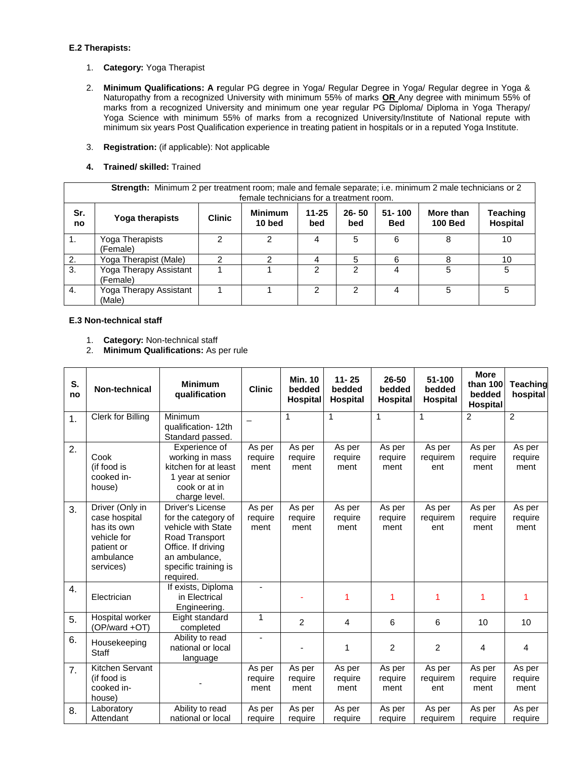**E.2 Therapists:**

1. **Category:** Yoga Therapist

2. **Minimum Qualifications: A r**egular PG degree in Yoga/ Regular Degree in Yoga/ Regular degree in Yoga & Naturopathy from a recognized University with minimum 55% of marks **OR** Any degree with minimum 55% of marks from a recognized University and minimum one year regular PG Diploma/ Diploma in Yoga Therapy/ Yoga Science with minimum 55% of marks from a recognized University/Institute of National repute with minimum six years Post Qualification experience in treating patient in hospitals or in a reputed Yoga Institute.

3. **Registration:** (if applicable): Not applicable

4. **Trained/ skilled:** Trained

**Strength:** Minimum 2 per treatment room; male and female separate; i.e. minimum 2 male technicians or 2 female technicians for a treatment room.

| Sr. no | Yoga therapists | Clinic | Minimum 10 bed | 11-25 bed | 26- 50 bed | 51- 100 Bed | More than 100 Bed | Teaching Hospital |
|---|---|---|---|---|---|---|---|---|
| 1. | Yoga Therapists (Female) | 2 | 2 | 4 | 5 | 6 | 8 | 10 |
| 2. | Yoga Therapist (Male) | 2 | 2 | 4 | 5 | 6 | 8 | 10 |
| 3. | Yoga Therapy Assistant (Female) | 1 | 1 | 2 | 2 | 4 | 5 | 5 |
| 4. | Yoga Therapy Assistant (Male) | 1 | 1 | 2 | 2 | 4 | 5 | 5 |

**E.3 Non-technical staff**

1. **Category:** Non-technical staff
2. **Minimum Qualifications:** As per rule

| S. no | Non-technical | Minimum qualification | Clinic | Min. 10 bedded Hospital | 11- 25 bedded Hospital | 26-50 bedded Hospital | 51-100 bedded Hospital | More than 100 bedded Hospital | Teaching hospital |
|---|---|---|---|---|---|---|---|---|---|
| 1. | Clerk for Billing | Minimum qualification- 12th Standard passed. | _ | 1 | 1 | 1 | 1 | 2 | 2 |
| 2. | Cook (if food is cooked in-house) | Experience of working in mass kitchen for at least 1 year at senior cook or at in charge level. | As per requirement | As per requirement | As per requirement | As per requirement | As per requirement | As per requirement | As per requirement |
| 3. | Driver (Only in case hospital has its own vehicle for patient or ambulance services) | Driver's License for the category of vehicle with State Road Transport Office. If driving an ambulance, specific training is required. | As per requirement | As per requirement | As per requirement | As per requirement | As per requirement | As per requirement | As per requirement |
| 4. | Electrician | If exists, Diploma in Electrical Engineering. | - | - | 1 | 1 | 1 | 1 | 1 |
| 5. | Hospital worker (OP/ward +OT) | Eight standard completed | 1 | 2 | 4 | 6 | 6 | 10 | 10 |
| 6. | Housekeeping Staff | Ability to read national or local language | - | - | 1 | 2 | 2 | 4 | 4 |
| 7. | Kitchen Servant (if food is cooked in-house) | - | As per requirement | As per requirement | As per requirement | As per requirement | As per requirement | As per requirement | As per requirement |
| 8. | Laboratory Attendant | Ability to read national or local | As per require | As per require | As per require | As per require | As per requirem | As per require | As per require |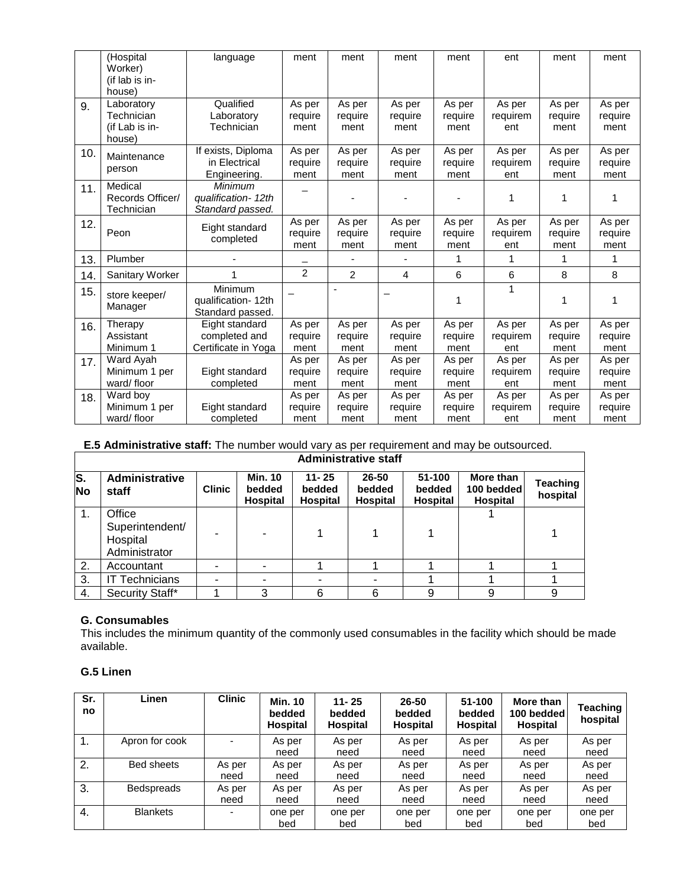| | (Hospital Worker) (if lab is in-house) | language | ment | ment | ment | ment | ent | ment | ment |
|---|---|---|---|---|---|---|---|---|---|
| 9. | Laboratory Technician (if Lab is in-house) | Qualified Laboratory Technician | As per requirement | As per requirement | As per requirement | As per requirement | As per requirement | As per requirement | As per requirement |
| 10. | Maintenance person | If exists, Diploma in Electrical Engineering. | As per requirement | As per requirement | As per requirement | As per requirement | As per requirement | As per requirement | As per requirement |
| 11. | Medical Records Officer/ Technician | *Minimum qualification- 12th Standard passed.* | – | - | - | - | 1 | 1 | 1 |
| 12. | Peon | Eight standard completed | As per requirement | As per requirement | As per requirement | As per requirement | As per requirement | As per requirement | As per requirement |
| 13. | Plumber | - | – | - | - | 1 | 1 | 1 | 1 |
| 14. | Sanitary Worker | 1 | 2 | 2 | 4 | 6 | 6 | 8 | 8 |
| 15. | store keeper/ Manager | Minimum qualification- 12th Standard passed. | – | - | – | 1 | 1 | 1 | 1 |
| 16. | Therapy Assistant Minimum 1 | Eight standard completed and Certificate in Yoga | As per requirement | As per requirement | As per requirement | As per requirement | As per requirement | As per requirement | As per requirement |
| 17. | Ward Ayah Minimum 1 per ward/ floor | Eight standard completed | As per requirement | As per requirement | As per requirement | As per requirement | As per requirement | As per requirement | As per requirement |
| 18. | Ward boy Minimum 1 per ward/ floor | Eight standard completed | As per requirement | As per requirement | As per requirement | As per requirement | As per requirement | As per requirement | As per requirement |

**E.5 Administrative staff:** The number would vary as per requirement and may be outsourced.

| Administrative staff | | | | | | | | |
|---|---|---|---|---|---|---|---|---|
| **S. No** | **Administrative staff** | **Clinic** | **Min. 10 bedded Hospital** | **11- 25 bedded Hospital** | **26-50 bedded Hospital** | **51-100 bedded Hospital** | **More than 100 bedded Hospital** | **Teaching hospital** |
| 1. | Office Superintendent/ Hospital Administrator | - | - | 1 | 1 | 1 | 1 | 1 |
| 2. | Accountant | - | - | 1 | 1 | 1 | 1 | 1 |
| 3. | IT Technicians | - | - | - | - | 1 | 1 | 1 |
| 4. | Security Staff* | 1 | 3 | 6 | 6 | 9 | 9 | 9 |

**G. Consumables**

This includes the minimum quantity of the commonly used consumables in the facility which should be made available.

**G.5 Linen**

| Sr. no | Linen | Clinic | Min. 10 bedded Hospital | 11- 25 bedded Hospital | 26-50 bedded Hospital | 51-100 bedded Hospital | More than 100 bedded Hospital | Teaching hospital |
|---|---|---|---|---|---|---|---|---|
| 1. | Apron for cook | - | As per need | As per need | As per need | As per need | As per need | As per need |
| 2. | Bed sheets | As per need | As per need | As per need | As per need | As per need | As per need | As per need |
| 3. | Bedspreads | As per need | As per need | As per need | As per need | As per need | As per need | As per need |
| 4. | Blankets | - | one per bed | one per bed | one per bed | one per bed | one per bed | one per bed |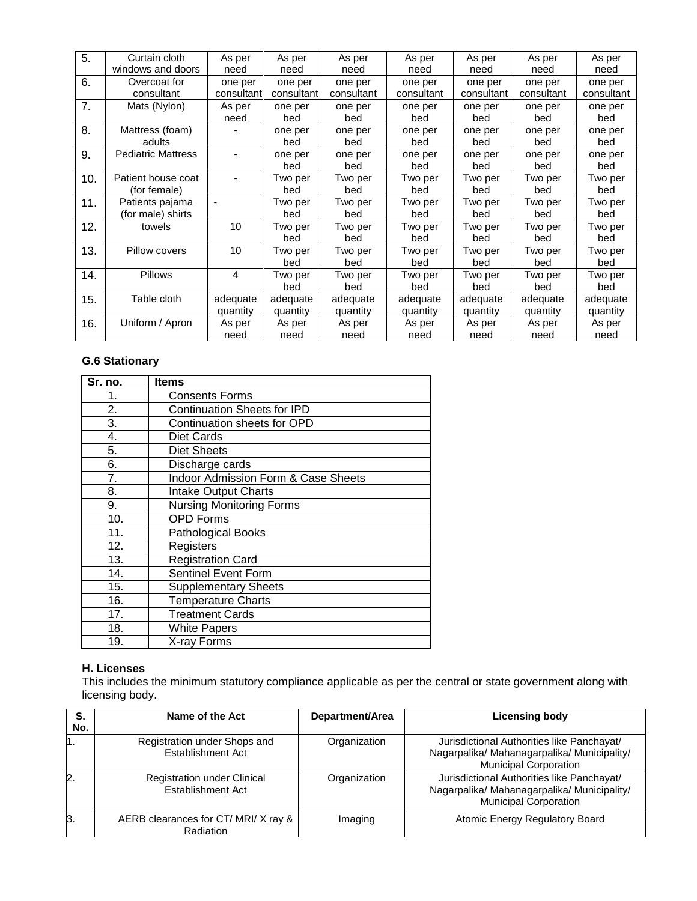| 5. | Curtain cloth windows and doors | As per need | As per need | As per need | As per need | As per need | As per need | As per need |
|---|---|---|---|---|---|---|---|---|
| 6. | Overcoat for consultant | one per consultant | one per consultant | one per consultant | one per consultant | one per consultant | one per consultant | one per consultant |
| 7. | Mats (Nylon) | As per need | one per bed | one per bed | one per bed | one per bed | one per bed | one per bed |
| 8. | Mattress (foam) adults | - | one per bed | one per bed | one per bed | one per bed | one per bed | one per bed |
| 9. | Pediatric Mattress | - | one per bed | one per bed | one per bed | one per bed | one per bed | one per bed |
| 10. | Patient house coat (for female) | - | Two per bed | Two per bed | Two per bed | Two per bed | Two per bed | Two per bed |
| 11. | Patients pajama (for male) shirts | - | Two per bed | Two per bed | Two per bed | Two per bed | Two per bed | Two per bed |
| 12. | towels | 10 | Two per bed | Two per bed | Two per bed | Two per bed | Two per bed | Two per bed |
| 13. | Pillow covers | 10 | Two per bed | Two per bed | Two per bed | Two per bed | Two per bed | Two per bed |
| 14. | Pillows | 4 | Two per bed | Two per bed | Two per bed | Two per bed | Two per bed | Two per bed |
| 15. | Table cloth | adequate quantity | adequate quantity | adequate quantity | adequate quantity | adequate quantity | adequate quantity | adequate quantity |
| 16. | Uniform / Apron | As per need | As per need | As per need | As per need | As per need | As per need | As per need |

**G.6 Stationary**

| Sr. no. | Items |
|---|---|
| 1. | Consents Forms |
| 2. | Continuation Sheets for IPD |
| 3. | Continuation sheets for OPD |
| 4. | Diet Cards |
| 5. | Diet Sheets |
| 6. | Discharge cards |
| 7. | Indoor Admission Form & Case Sheets |
| 8. | Intake Output Charts |
| 9. | Nursing Monitoring Forms |
| 10. | OPD Forms |
| 11. | Pathological Books |
| 12. | Registers |
| 13. | Registration Card |
| 14. | Sentinel Event Form |
| 15. | Supplementary Sheets |
| 16. | Temperature Charts |
| 17. | Treatment Cards |
| 18. | White Papers |
| 19. | X-ray Forms |

**H. Licenses**

This includes the minimum statutory compliance applicable as per the central or state government along with licensing body.

| S. No. | Name of the Act | Department/Area | Licensing body |
|---|---|---|---|
| 1. | Registration under Shops and Establishment Act | Organization | Jurisdictional Authorities like Panchayat/ Nagarpalika/ Mahanagarpalika/ Municipality/ Municipal Corporation |
| 2. | Registration under Clinical Establishment Act | Organization | Jurisdictional Authorities like Panchayat/ Nagarpalika/ Mahanagarpalika/ Municipality/ Municipal Corporation |
| 3. | AERB clearances for CT/ MRI/ X ray & Radiation | Imaging | Atomic Energy Regulatory Board |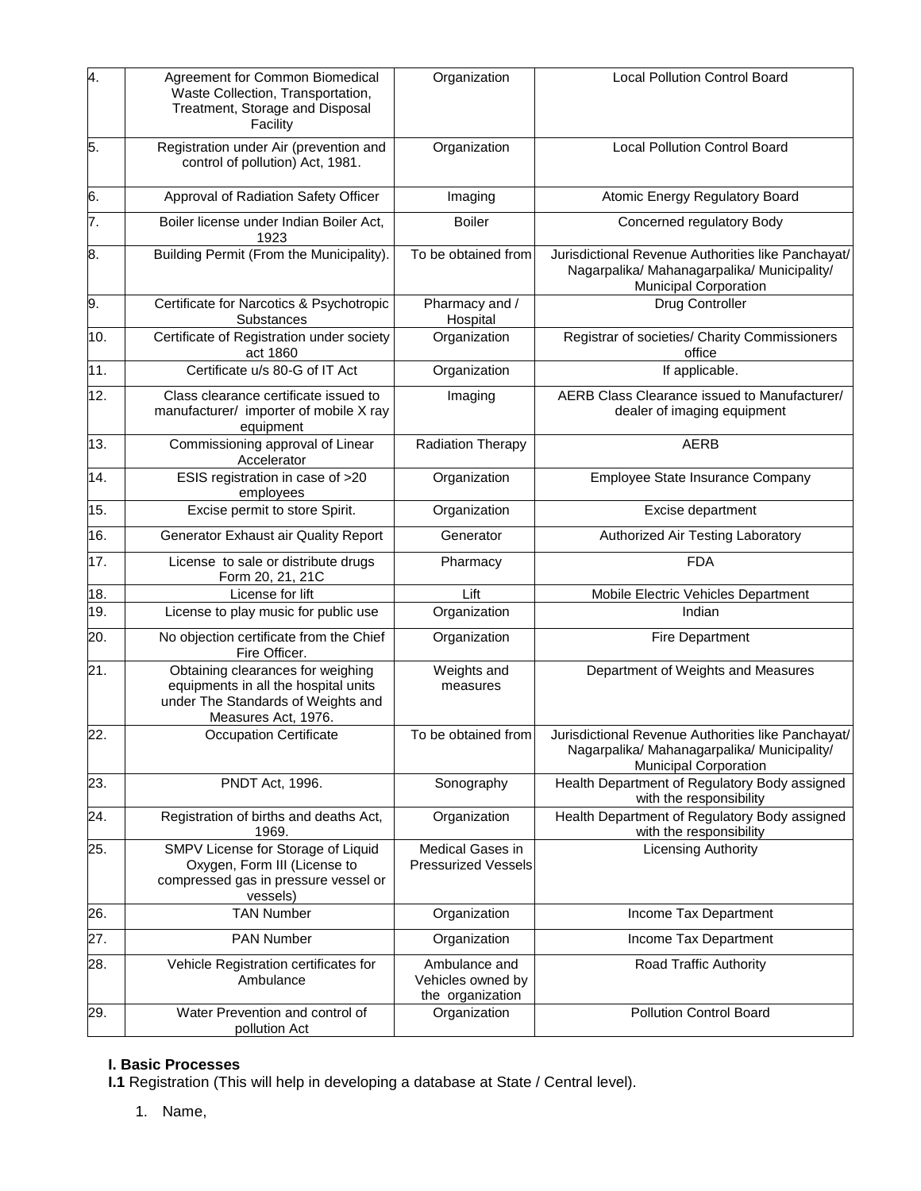| | | | |
|---|---|---|---|
| 4. | Agreement for Common Biomedical Waste Collection, Transportation, Treatment, Storage and Disposal Facility | Organization | Local Pollution Control Board |
| 5. | Registration under Air (prevention and control of pollution) Act, 1981. | Organization | Local Pollution Control Board |
| 6. | Approval of Radiation Safety Officer | Imaging | Atomic Energy Regulatory Board |
| 7. | Boiler license under Indian Boiler Act, 1923 | Boiler | Concerned regulatory Body |
| 8. | Building Permit (From the Municipality). | To be obtained from | Jurisdictional Revenue Authorities like Panchayat/ Nagarpalika/ Mahanagarpalika/ Municipality/ Municipal Corporation |
| 9. | Certificate for Narcotics & Psychotropic Substances | Pharmacy and / Hospital | Drug Controller |
| 10. | Certificate of Registration under society act 1860 | Organization | Registrar of societies/ Charity Commissioners office |
| 11. | Certificate u/s 80-G of IT Act | Organization | If applicable. |
| 12. | Class clearance certificate issued to manufacturer/ importer of mobile X ray equipment | Imaging | AERB Class Clearance issued to Manufacturer/ dealer of imaging equipment |
| 13. | Commissioning approval of Linear Accelerator | Radiation Therapy | AERB |
| 14. | ESIS registration in case of >20 employees | Organization | Employee State Insurance Company |
| 15. | Excise permit to store Spirit. | Organization | Excise department |
| 16. | Generator Exhaust air Quality Report | Generator | Authorized Air Testing Laboratory |
| 17. | License to sale or distribute drugs Form 20, 21, 21C | Pharmacy | FDA |
| 18. | License for lift | Lift | Mobile Electric Vehicles Department |
| 19. | License to play music for public use | Organization | Indian |
| 20. | No objection certificate from the Chief Fire Officer. | Organization | Fire Department |
| 21. | Obtaining clearances for weighing equipments in all the hospital units under The Standards of Weights and Measures Act, 1976. | Weights and measures | Department of Weights and Measures |
| 22. | Occupation Certificate | To be obtained from | Jurisdictional Revenue Authorities like Panchayat/ Nagarpalika/ Mahanagarpalika/ Municipality/ Municipal Corporation |
| 23. | PNDT Act, 1996. | Sonography | Health Department of Regulatory Body assigned with the responsibility |
| 24. | Registration of births and deaths Act, 1969. | Organization | Health Department of Regulatory Body assigned with the responsibility |
| 25. | SMPV License for Storage of Liquid Oxygen, Form III (License to compressed gas in pressure vessel or vessels) | Medical Gases in Pressurized Vessels | Licensing Authority |
| 26. | TAN Number | Organization | Income Tax Department |
| 27. | PAN Number | Organization | Income Tax Department |
| 28. | Vehicle Registration certificates for Ambulance | Ambulance and Vehicles owned by the organization | Road Traffic Authority |
| 29. | Water Prevention and control of pollution Act | Organization | Pollution Control Board |

**I. Basic Processes**

**I.1** Registration (This will help in developing a database at State / Central level).

1. Name,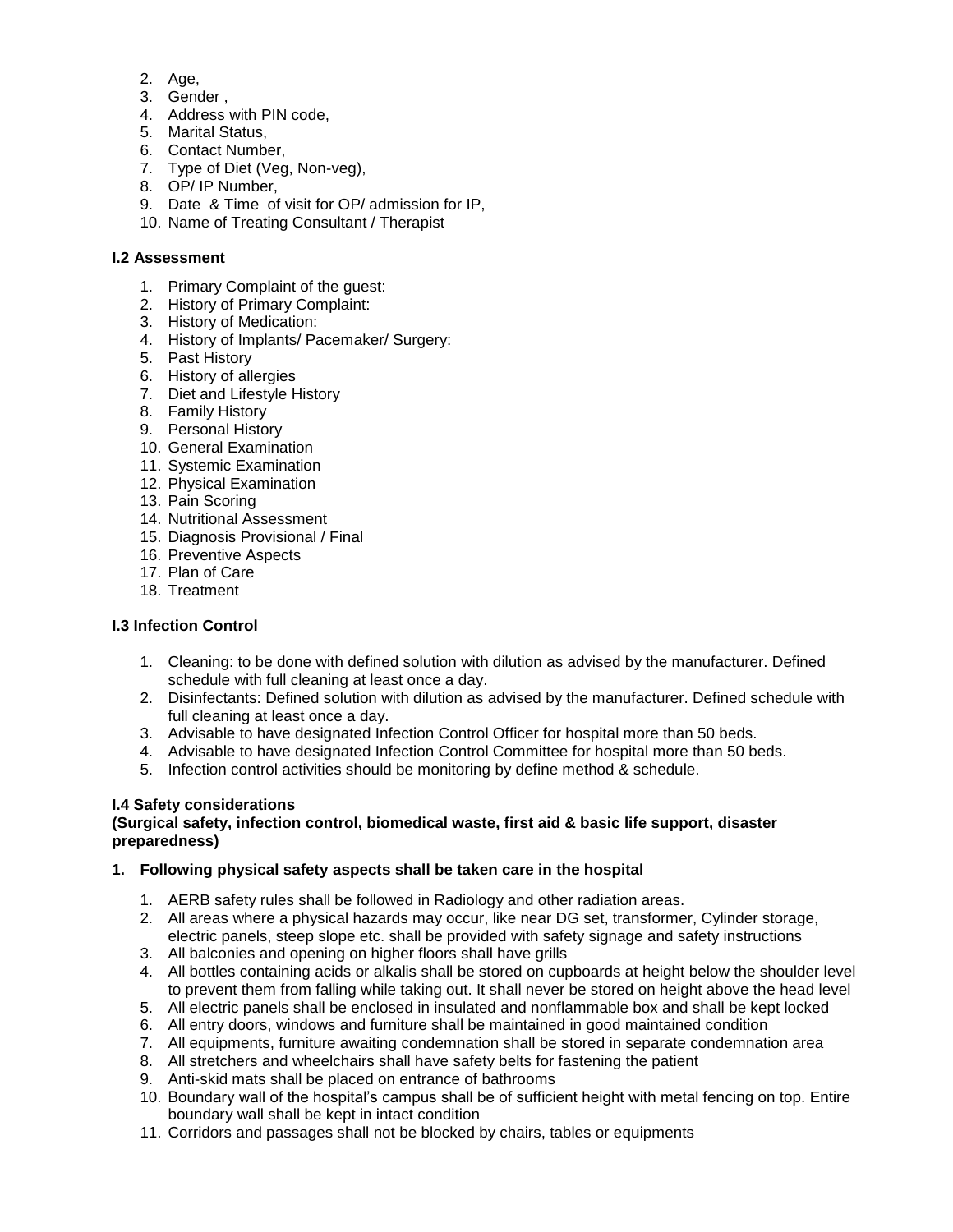2. Age,
3. Gender ,
4. Address with PIN code,
5. Marital Status,
6. Contact Number,
7. Type of Diet (Veg, Non-veg),
8. OP/ IP Number,
9. Date & Time of visit for OP/ admission for IP,
10. Name of Treating Consultant / Therapist

### I.2 Assessment

1. Primary Complaint of the guest:
2. History of Primary Complaint:
3. History of Medication:
4. History of Implants/ Pacemaker/ Surgery:
5. Past History
6. History of allergies
7. Diet and Lifestyle History
8. Family History
9. Personal History
10. General Examination
11. Systemic Examination
12. Physical Examination
13. Pain Scoring
14. Nutritional Assessment
15. Diagnosis Provisional / Final
16. Preventive Aspects
17. Plan of Care
18. Treatment

### I.3 Infection Control

1. Cleaning: to be done with defined solution with dilution as advised by the manufacturer. Defined schedule with full cleaning at least once a day.
2. Disinfectants: Defined solution with dilution as advised by the manufacturer. Defined schedule with full cleaning at least once a day.
3. Advisable to have designated Infection Control Officer for hospital more than 50 beds.
4. Advisable to have designated Infection Control Committee for hospital more than 50 beds.
5. Infection control activities should be monitoring by define method & schedule.

### I.4 Safety considerations
**(Surgical safety, infection control, biomedical waste, first aid & basic life support, disaster preparedness)**

**1. Following physical safety aspects shall be taken care in the hospital**

1. AERB safety rules shall be followed in Radiology and other radiation areas.
2. All areas where a physical hazards may occur, like near DG set, transformer, Cylinder storage, electric panels, steep slope etc. shall be provided with safety signage and safety instructions
3. All balconies and opening on higher floors shall have grills
4. All bottles containing acids or alkalis shall be stored on cupboards at height below the shoulder level to prevent them from falling while taking out. It shall never be stored on height above the head level
5. All electric panels shall be enclosed in insulated and nonflammable box and shall be kept locked
6. All entry doors, windows and furniture shall be maintained in good maintained condition
7. All equipments, furniture awaiting condemnation shall be stored in separate condemnation area
8. All stretchers and wheelchairs shall have safety belts for fastening the patient
9. Anti-skid mats shall be placed on entrance of bathrooms
10. Boundary wall of the hospital's campus shall be of sufficient height with metal fencing on top. Entire boundary wall shall be kept in intact condition
11. Corridors and passages shall not be blocked by chairs, tables or equipments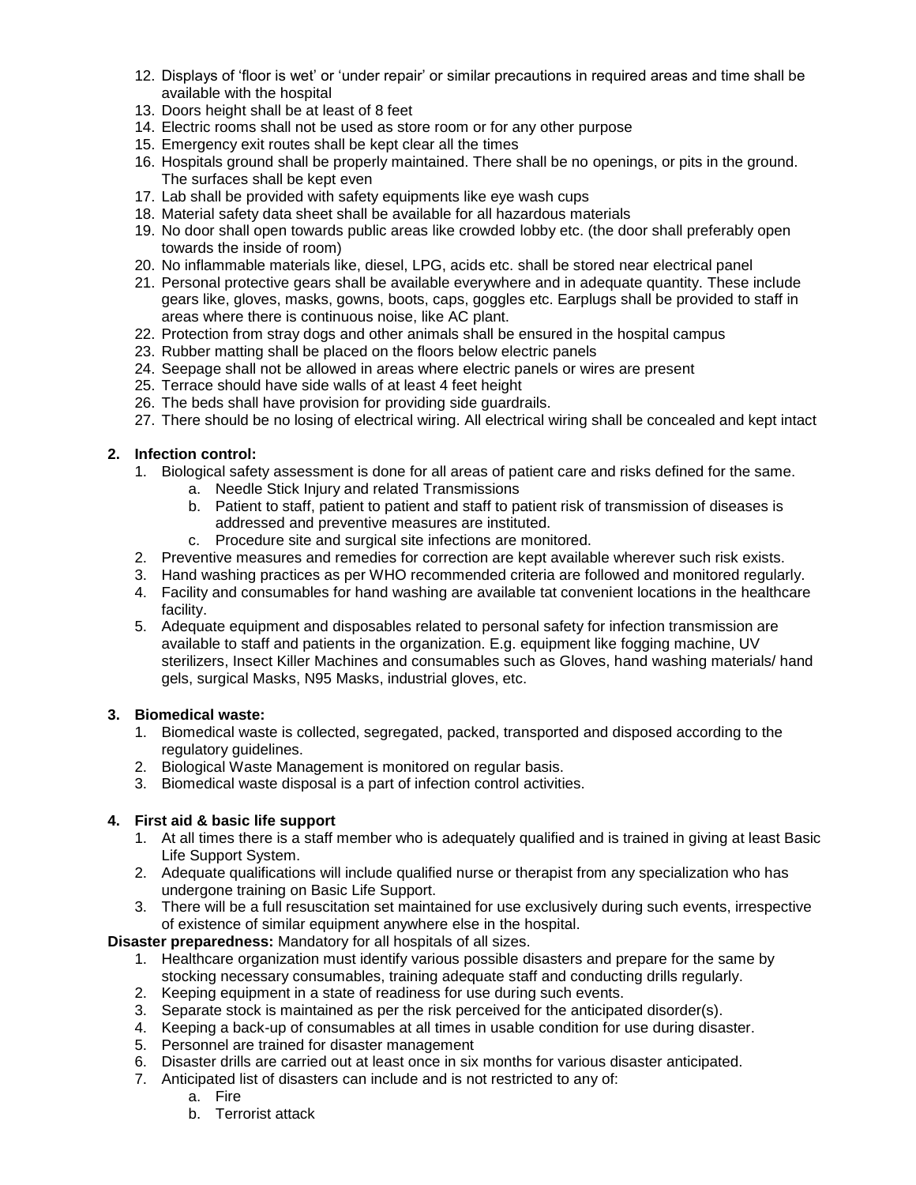12. Displays of 'floor is wet' or 'under repair' or similar precautions in required areas and time shall be available with the hospital
13. Doors height shall be at least of 8 feet
14. Electric rooms shall not be used as store room or for any other purpose
15. Emergency exit routes shall be kept clear all the times
16. Hospitals ground shall be properly maintained. There shall be no openings, or pits in the ground. The surfaces shall be kept even
17. Lab shall be provided with safety equipments like eye wash cups
18. Material safety data sheet shall be available for all hazardous materials
19. No door shall open towards public areas like crowded lobby etc. (the door shall preferably open towards the inside of room)
20. No inflammable materials like, diesel, LPG, acids etc. shall be stored near electrical panel
21. Personal protective gears shall be available everywhere and in adequate quantity. These include gears like, gloves, masks, gowns, boots, caps, goggles etc. Earplugs shall be provided to staff in areas where there is continuous noise, like AC plant.
22. Protection from stray dogs and other animals shall be ensured in the hospital campus
23. Rubber matting shall be placed on the floors below electric panels
24. Seepage shall not be allowed in areas where electric panels or wires are present
25. Terrace should have side walls of at least 4 feet height
26. The beds shall have provision for providing side guardrails.
27. There should be no losing of electrical wiring. All electrical wiring shall be concealed and kept intact

**2. Infection control:**

1. Biological safety assessment is done for all areas of patient care and risks defined for the same.
    a. Needle Stick Injury and related Transmissions
    b. Patient to staff, patient to patient and staff to patient risk of transmission of diseases is addressed and preventive measures are instituted.
    c. Procedure site and surgical site infections are monitored.
2. Preventive measures and remedies for correction are kept available wherever such risk exists.
3. Hand washing practices as per WHO recommended criteria are followed and monitored regularly.
4. Facility and consumables for hand washing are available tat convenient locations in the healthcare facility.
5. Adequate equipment and disposables related to personal safety for infection transmission are available to staff and patients in the organization. E.g. equipment like fogging machine, UV sterilizers, Insect Killer Machines and consumables such as Gloves, hand washing materials/ hand gels, surgical Masks, N95 Masks, industrial gloves, etc.

**3. Biomedical waste:**

1. Biomedical waste is collected, segregated, packed, transported and disposed according to the regulatory guidelines.
2. Biological Waste Management is monitored on regular basis.
3. Biomedical waste disposal is a part of infection control activities.

**4. First aid & basic life support**

1. At all times there is a staff member who is adequately qualified and is trained in giving at least Basic Life Support System.
2. Adequate qualifications will include qualified nurse or therapist from any specialization who has undergone training on Basic Life Support.
3. There will be a full resuscitation set maintained for use exclusively during such events, irrespective of existence of similar equipment anywhere else in the hospital.

**Disaster preparedness:** Mandatory for all hospitals of all sizes.

1. Healthcare organization must identify various possible disasters and prepare for the same by stocking necessary consumables, training adequate staff and conducting drills regularly.
2. Keeping equipment in a state of readiness for use during such events.
3. Separate stock is maintained as per the risk perceived for the anticipated disorder(s).
4. Keeping a back-up of consumables at all times in usable condition for use during disaster.
5. Personnel are trained for disaster management
6. Disaster drills are carried out at least once in six months for various disaster anticipated.
7. Anticipated list of disasters can include and is not restricted to any of:
    a. Fire
    b. Terrorist attack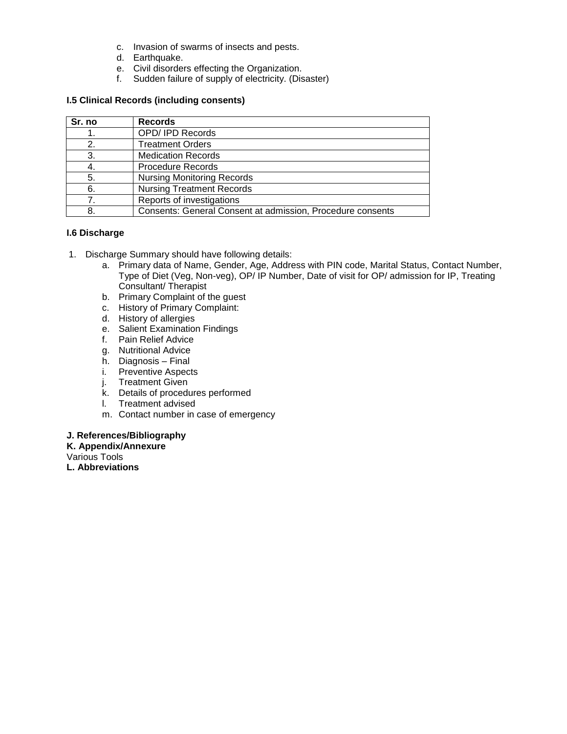c. Invasion of swarms of insects and pests.
d. Earthquake.
e. Civil disorders effecting the Organization.
f. Sudden failure of supply of electricity. (Disaster)

**I.5 Clinical Records (including consents)**

| Sr. no | Records |
|---|---|
| 1. | OPD/ IPD Records |
| 2. | Treatment Orders |
| 3. | Medication Records |
| 4. | Procedure Records |
| 5. | Nursing Monitoring Records |
| 6. | Nursing Treatment Records |
| 7. | Reports of investigations |
| 8. | Consents: General Consent at admission, Procedure consents |

**I.6 Discharge**

1. Discharge Summary should have following details:
   a. Primary data of Name, Gender, Age, Address with PIN code, Marital Status, Contact Number, Type of Diet (Veg, Non-veg), OP/ IP Number, Date of visit for OP/ admission for IP, Treating Consultant/ Therapist
   b. Primary Complaint of the guest
   c. History of Primary Complaint:
   d. History of allergies
   e. Salient Examination Findings
   f. Pain Relief Advice
   g. Nutritional Advice
   h. Diagnosis – Final
   i. Preventive Aspects
   j. Treatment Given
   k. Details of procedures performed
   l. Treatment advised
   m. Contact number in case of emergency

**J. References/Bibliography**
**K. Appendix/Annexure**
Various Tools
**L. Abbreviations**